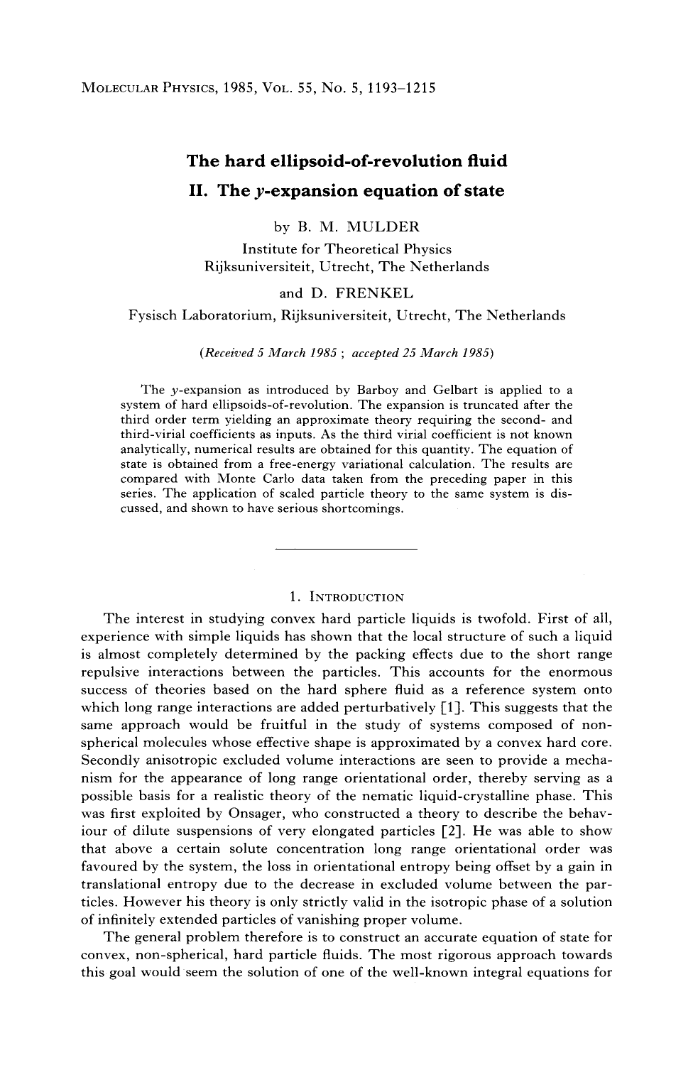# The hard ellipsoid-of-revolution fluid

## II. The *y*-expansion equation of state

by B. M. MULDER

Institute for Theoretical Physics
Rijksuniversiteit, Utrecht, The Netherlands

and D. FRENKEL

Fysisch Laboratorium, Rijksuniversiteit, Utrecht, The Netherlands

*(Received 5 March 1985; accepted 25 March 1985)*

The *y*-expansion as introduced by Barboy and Gelbart is applied to a system of hard ellipsoids-of-revolution. The expansion is truncated after the third order term yielding an approximate theory requiring the second- and third-virial coefficients as inputs. As the third virial coefficient is not known analytically, numerical results are obtained for this quantity. The equation of state is obtained from a free-energy variational calculation. The results are compared with Monte Carlo data taken from the preceding paper in this series. The application of scaled particle theory to the same system is discussed, and shown to have serious shortcomings.

---

### 1. Introduction

The interest in studying convex hard particle liquids is twofold. First of all, experience with simple liquids has shown that the local structure of such a liquid is almost completely determined by the packing effects due to the short range repulsive interactions between the particles. This accounts for the enormous success of theories based on the hard sphere fluid as a reference system onto which long range interactions are added perturbatively [1]. This suggests that the same approach would be fruitful in the study of systems composed of non-spherical molecules whose effective shape is approximated by a convex hard core. Secondly anisotropic excluded volume interactions are seen to provide a mechanism for the appearance of long range orientational order, thereby serving as a possible basis for a realistic theory of the nematic liquid-crystalline phase. This was first exploited by Onsager, who constructed a theory to describe the behaviour of dilute suspensions of very elongated particles [2]. He was able to show that above a certain solute concentration long range orientational order was favoured by the system, the loss in orientational entropy being offset by a gain in translational entropy due to the decrease in excluded volume between the particles. However his theory is only strictly valid in the isotropic phase of a solution of infinitely extended particles of vanishing proper volume.

The general problem therefore is to construct an accurate equation of state for convex, non-spherical, hard particle fluids. The most rigorous approach towards this goal would seem the solution of one of the well-known integral equations for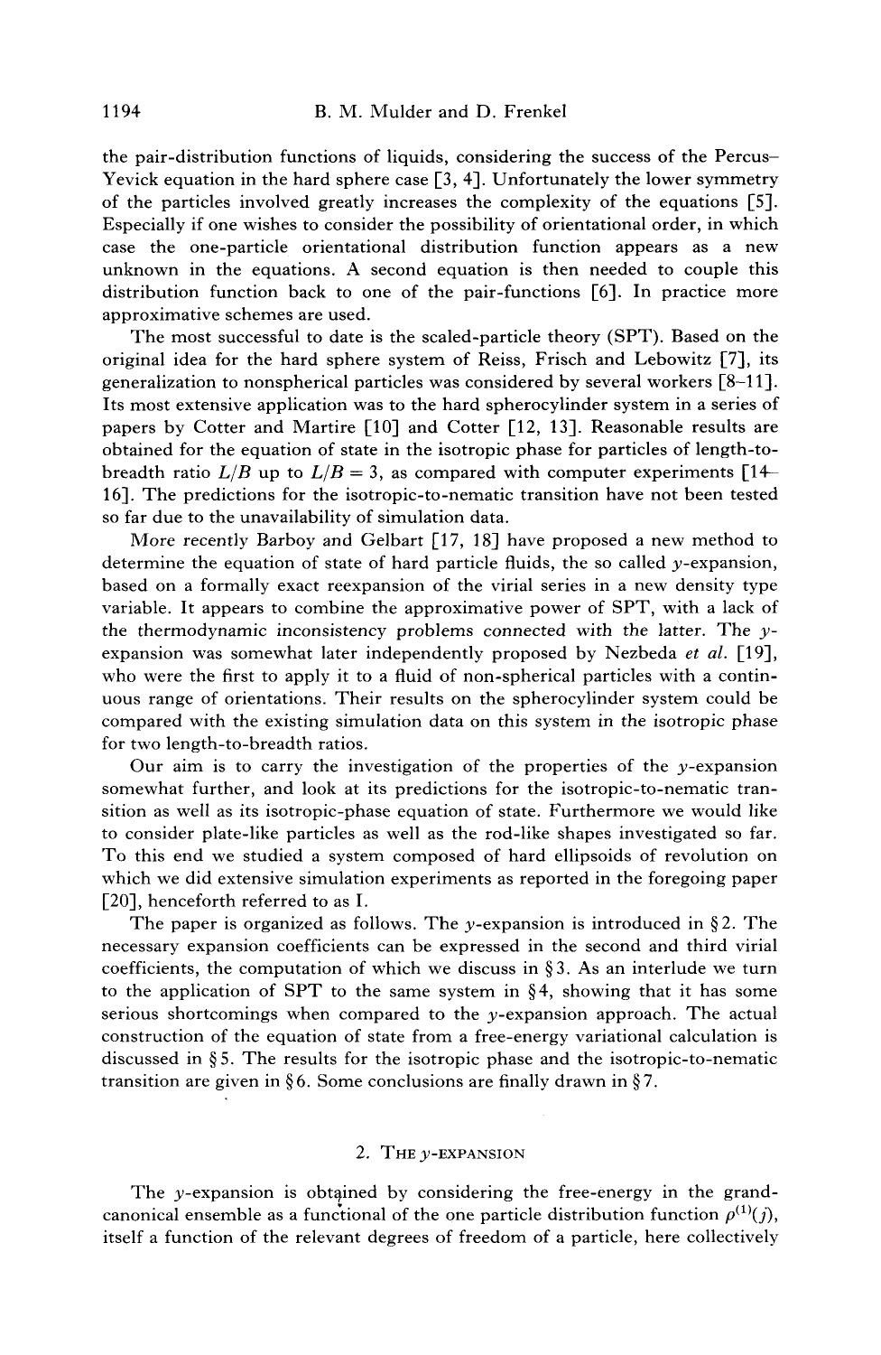the pair-distribution functions of liquids, considering the success of the Percus–Yevick equation in the hard sphere case [3, 4]. Unfortunately the lower symmetry of the particles involved greatly increases the complexity of the equations [5]. Especially if one wishes to consider the possibility of orientational order, in which case the one-particle orientational distribution function appears as a new unknown in the equations. A second equation is then needed to couple this distribution function back to one of the pair-functions [6]. In practice more approximative schemes are used.

The most successful to date is the scaled-particle theory (SPT). Based on the original idea for the hard sphere system of Reiss, Frisch and Lebowitz [7], its generalization to nonspherical particles was considered by several workers [8–11]. Its most extensive application was to the hard spherocylinder system in a series of papers by Cotter and Martire [10] and Cotter [12, 13]. Reasonable results are obtained for the equation of state in the isotropic phase for particles of length-to-breadth ratio $L/B$ up to $L/B = 3$, as compared with computer experiments [14–16]. The predictions for the isotropic-to-nematic transition have not been tested so far due to the unavailability of simulation data.

More recently Barboy and Gelbart [17, 18] have proposed a new method to determine the equation of state of hard particle fluids, the so called $y$-expansion, based on a formally exact reexpansion of the virial series in a new density type variable. It appears to combine the approximative power of SPT, with a lack of the thermodynamic inconsistency problems connected with the latter. The $y$-expansion was somewhat later independently proposed by Nezbeda *et al.* [19], who were the first to apply it to a fluid of non-spherical particles with a continuous range of orientations. Their results on the spherocylinder system could be compared with the existing simulation data on this system in the isotropic phase for two length-to-breadth ratios.

Our aim is to carry the investigation of the properties of the $y$-expansion somewhat further, and look at its predictions for the isotropic-to-nematic transition as well as its isotropic-phase equation of state. Furthermore we would like to consider plate-like particles as well as the rod-like shapes investigated so far. To this end we studied a system composed of hard ellipsoids of revolution on which we did extensive simulation experiments as reported in the foregoing paper [20], henceforth referred to as I.

The paper is organized as follows. The $y$-expansion is introduced in § 2. The necessary expansion coefficients can be expressed in the second and third virial coefficients, the computation of which we discuss in § 3. As an interlude we turn to the application of SPT to the same system in § 4, showing that it has some serious shortcomings when compared to the $y$-expansion approach. The actual construction of the equation of state from a free-energy variational calculation is discussed in § 5. The results for the isotropic phase and the isotropic-to-nematic transition are given in § 6. Some conclusions are finally drawn in § 7.

## 2. The $y$-expansion

The $y$-expansion is obtained by considering the free-energy in the grand-canonical ensemble as a functional of the one particle distribution function $\rho^{(1)}(j)$, itself a function of the relevant degrees of freedom of a particle, here collectively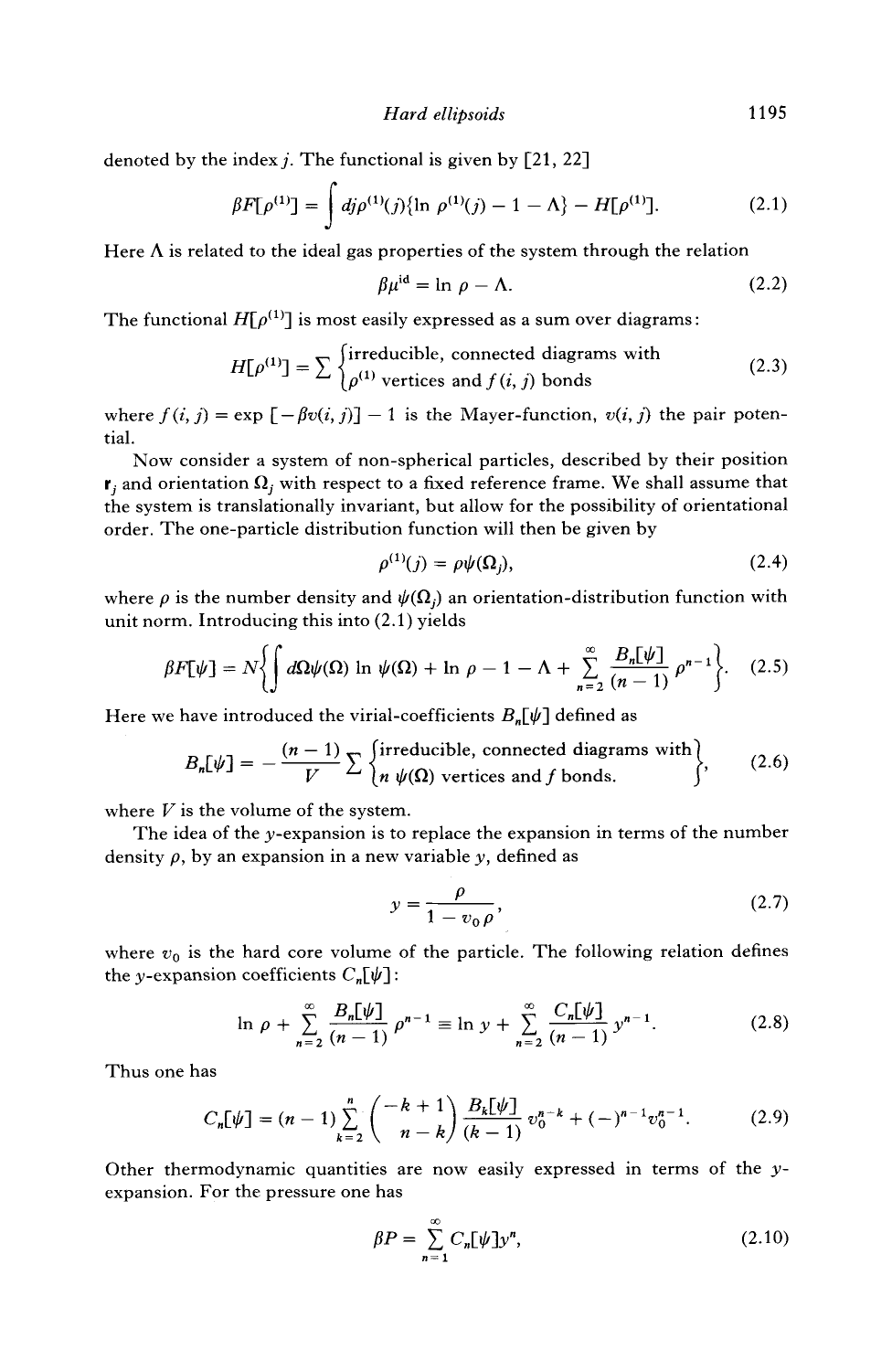denoted by the index $j$. The functional is given by [21, 22]

$$\beta F[\rho^{(1)}] = \int dj \rho^{(1)}(j)\{\ln \rho^{(1)}(j) - 1 - \Lambda\} - H[\rho^{(1)}]. \tag{2.1}$$

Here $\Lambda$ is related to the ideal gas properties of the system through the relation

$$\beta \mu^{\text{id}} = \ln \rho - \Lambda. \tag{2.2}$$

The functional $H[\rho^{(1)}]$ is most easily expressed as a sum over diagrams:

$$H[\rho^{(1)}] = \sum \left\{ \begin{array}{l} \text{irreducible, connected diagrams with} \\ \rho^{(1)} \text{ vertices and } f(i, j) \text{ bonds} \end{array} \right. \tag{2.3}$$

where $f(i, j) = \exp[-\beta v(i, j)] - 1$ is the Mayer-function, $v(i, j)$ the pair potential.

Now consider a system of non-spherical particles, described by their position $\mathbf{r}_j$ and orientation $\Omega_j$ with respect to a fixed reference frame. We shall assume that the system is translationally invariant, but allow for the possibility of orientational order. The one-particle distribution function will then be given by

$$\rho^{(1)}(j) = \rho \psi(\Omega_j), \tag{2.4}$$

where $\rho$ is the number density and $\psi(\Omega_j)$ an orientation-distribution function with unit norm. Introducing this into (2.1) yields

$$\beta F[\psi] = N\left\{ \int d\Omega \psi(\Omega) \ln \psi(\Omega) + \ln \rho - 1 - \Lambda + \sum_{n=2}^{\infty} \frac{B_n[\psi]}{(n-1)} \rho^{n-1} \right\}. \tag{2.5}$$

Here we have introduced the virial-coefficients $B_n[\psi]$ defined as

$$B_n[\psi] = -\frac{(n-1)}{V} \sum \left\{ \begin{array}{l} \text{irreducible, connected diagrams with} \\ n \ \psi(\Omega) \text{ vertices and } f \text{ bonds.} \end{array} \right\}, \tag{2.6}$$

where $V$ is the volume of the system.

The idea of the $y$-expansion is to replace the expansion in terms of the number density $\rho$, by an expansion in a new variable $y$, defined as

$$y = \frac{\rho}{1 - v_0 \rho}, \tag{2.7}$$

where $v_0$ is the hard core volume of the particle. The following relation defines the $y$-expansion coefficients $C_n[\psi]$:

$$\ln \rho + \sum_{n=2}^{\infty} \frac{B_n[\psi]}{(n-1)} \rho^{n-1} \equiv \ln y + \sum_{n=2}^{\infty} \frac{C_n[\psi]}{(n-1)} y^{n-1}. \tag{2.8}$$

Thus one has

$$C_n[\psi] = (n-1) \sum_{k=2}^{n} \binom{-k+1}{n-k} \frac{B_k[\psi]}{(k-1)} v_0^{n-k} + (-)^{n-1} v_0^{n-1}. \tag{2.9}$$

Other thermodynamic quantities are now easily expressed in terms of the $y$-expansion. For the pressure one has

$$\beta P = \sum_{n=1}^{\infty} C_n[\psi] y^n, \tag{2.10}$$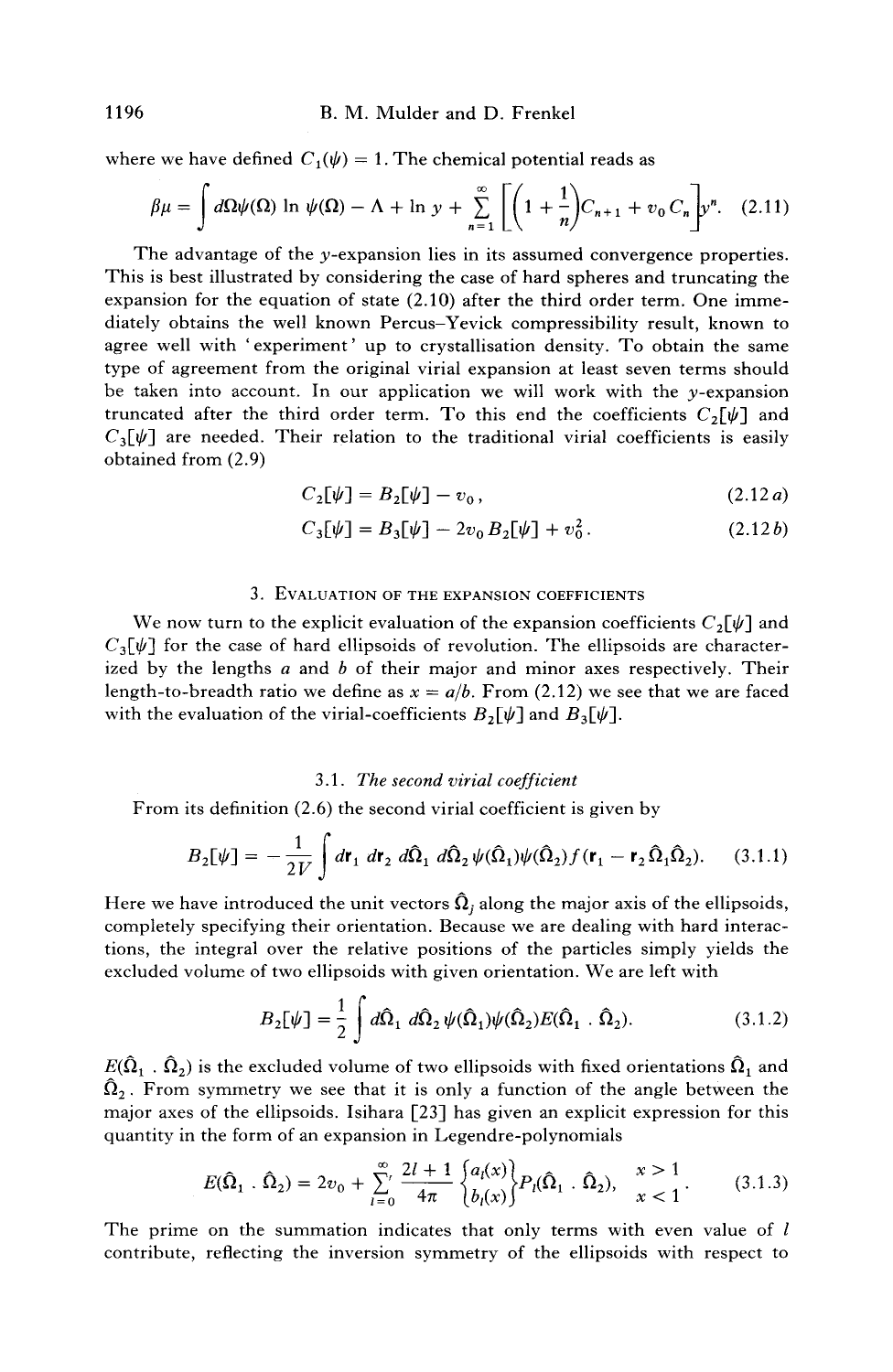where we have defined $C_1(\psi) = 1$. The chemical potential reads as

$$\beta\mu = \int d\Omega \psi(\Omega) \ln \psi(\Omega) - \Lambda + \ln y + \sum_{n=1}^{\infty} \left[\left(1 + \frac{1}{n}\right) C_{n+1} + v_0 C_n\right] y^n. \quad (2.11)$$

The advantage of the $y$-expansion lies in its assumed convergence properties. This is best illustrated by considering the case of hard spheres and truncating the expansion for the equation of state (2.10) after the third order term. One immediately obtains the well known Percus–Yevick compressibility result, known to agree well with 'experiment' up to crystallisation density. To obtain the same type of agreement from the original virial expansion at least seven terms should be taken into account. In our application we will work with the $y$-expansion truncated after the third order term. To this end the coefficients $C_2[\psi]$ and $C_3[\psi]$ are needed. Their relation to the traditional virial coefficients is easily obtained from (2.9)

$$C_2[\psi] = B_2[\psi] - v_0, \quad (2.12\,a)$$

$$C_3[\psi] = B_3[\psi] - 2v_0 B_2[\psi] + v_0^2. \quad (2.12\,b)$$

## 3. Evaluation of the expansion coefficients

We now turn to the explicit evaluation of the expansion coefficients $C_2[\psi]$ and $C_3[\psi]$ for the case of hard ellipsoids of revolution. The ellipsoids are characterized by the lengths $a$ and $b$ of their major and minor axes respectively. Their length-to-breadth ratio we define as $x = a/b$. From (2.12) we see that we are faced with the evaluation of the virial-coefficients $B_2[\psi]$ and $B_3[\psi]$.

### 3.1. *The second virial coefficient*

From its definition (2.6) the second virial coefficient is given by

$$B_2[\psi] = -\frac{1}{2V} \int d\mathbf{r}_1\, d\mathbf{r}_2\, d\hat{\Omega}_1\, d\hat{\Omega}_2\, \psi(\hat{\Omega}_1)\psi(\hat{\Omega}_2) f(\mathbf{r}_1 - \mathbf{r}_2 \hat{\Omega}_1 \hat{\Omega}_2). \quad (3.1.1)$$

Here we have introduced the unit vectors $\hat{\Omega}_j$ along the major axis of the ellipsoids, completely specifying their orientation. Because we are dealing with hard interactions, the integral over the relative positions of the particles simply yields the excluded volume of two ellipsoids with given orientation. We are left with

$$B_2[\psi] = \frac{1}{2} \int d\hat{\Omega}_1\, d\hat{\Omega}_2\, \psi(\hat{\Omega}_1)\psi(\hat{\Omega}_2) E(\hat{\Omega}_1 \cdot \hat{\Omega}_2). \quad (3.1.2)$$

$E(\hat{\Omega}_1 \cdot \hat{\Omega}_2)$ is the excluded volume of two ellipsoids with fixed orientations $\hat{\Omega}_1$ and $\hat{\Omega}_2$. From symmetry we see that it is only a function of the angle between the major axes of the ellipsoids. Isihara [23] has given an explicit expression for this quantity in the form of an expansion in Legendre-polynomials

$$E(\hat{\Omega}_1 \cdot \hat{\Omega}_2) = 2v_0 + \sum_{l=0}^{\infty}{}' \frac{2l+1}{4\pi} \begin{Bmatrix} a_l(x) \\ b_l(x) \end{Bmatrix} P_l(\hat{\Omega}_1 \cdot \hat{\Omega}_2), \quad \begin{matrix} x > 1 \\ x < 1 \end{matrix}. \quad (3.1.3)$$

The prime on the summation indicates that only terms with even value of $l$ contribute, reflecting the inversion symmetry of the ellipsoids with respect to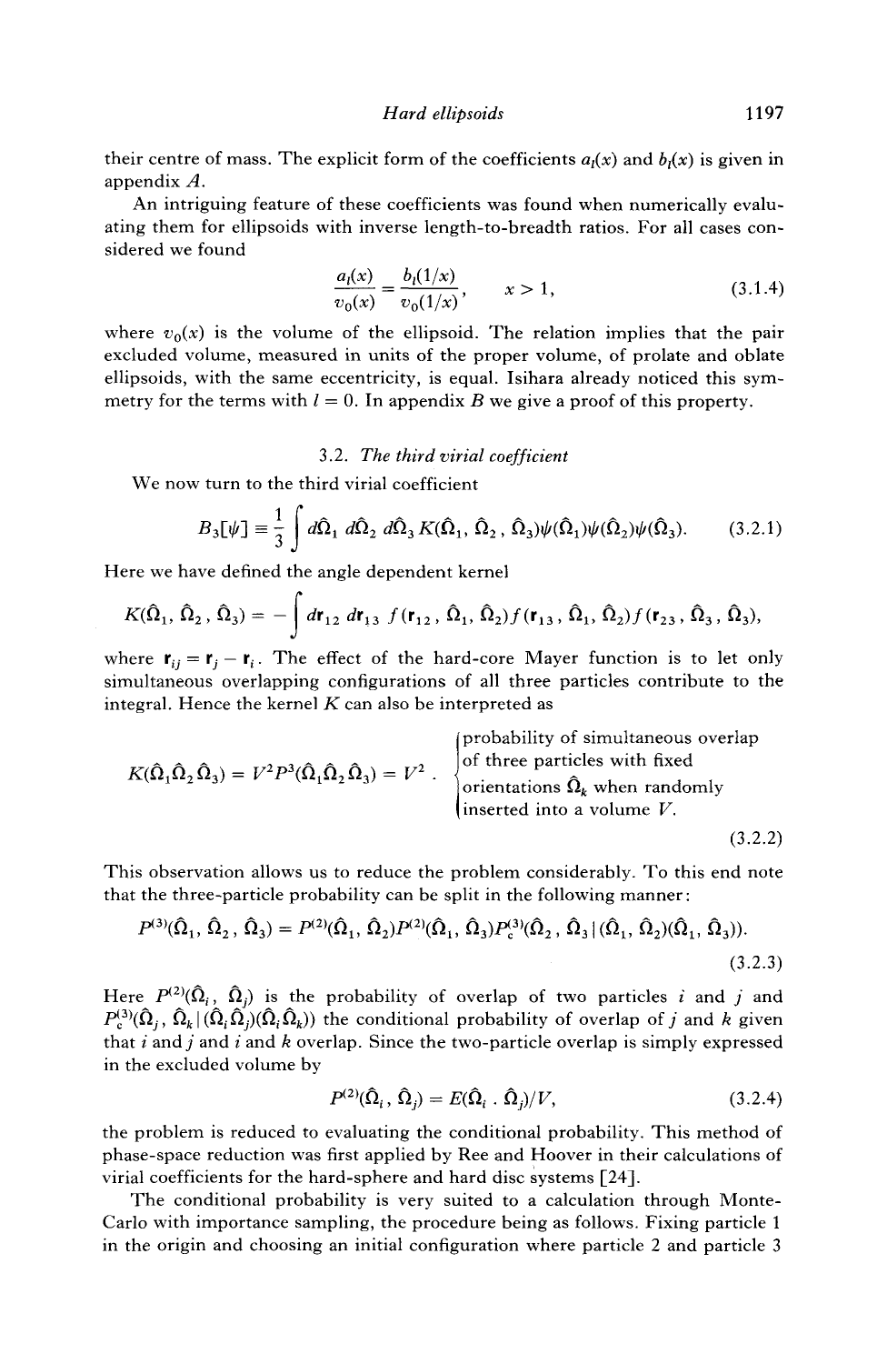their centre of mass. The explicit form of the coefficients $a_l(x)$ and $b_l(x)$ is given in appendix $A$.

An intriguing feature of these coefficients was found when numerically evaluating them for ellipsoids with inverse length-to-breadth ratios. For all cases considered we found

$$\frac{a_l(x)}{v_0(x)} = \frac{b_l(1/x)}{v_0(1/x)}, \qquad x > 1, \tag{3.1.4}$$

where $v_0(x)$ is the volume of the ellipsoid. The relation implies that the pair excluded volume, measured in units of the proper volume, of prolate and oblate ellipsoids, with the same eccentricity, is equal. Isihara already noticed this symmetry for the terms with $l = 0$. In appendix $B$ we give a proof of this property.

### 3.2. *The third virial coefficient*

We now turn to the third virial coefficient

$$B_3[\psi] \equiv \frac{1}{3} \int d\hat{\Omega}_1 \, d\hat{\Omega}_2 \, d\hat{\Omega}_3 \, K(\hat{\Omega}_1, \hat{\Omega}_2, \hat{\Omega}_3)\psi(\hat{\Omega}_1)\psi(\hat{\Omega}_2)\psi(\hat{\Omega}_3). \tag{3.2.1}$$

Here we have defined the angle dependent kernel

$$K(\hat{\Omega}_1, \hat{\Omega}_2, \hat{\Omega}_3) = -\int d\mathbf{r}_{12} \, d\mathbf{r}_{13} \; f(\mathbf{r}_{12}, \hat{\Omega}_1, \hat{\Omega}_2) f(\mathbf{r}_{13}, \hat{\Omega}_1, \hat{\Omega}_2) f(\mathbf{r}_{23}, \hat{\Omega}_3, \hat{\Omega}_3),$$

where $\mathbf{r}_{ij} = \mathbf{r}_j - \mathbf{r}_i$. The effect of the hard-core Mayer function is to let only simultaneous overlapping configurations of all three particles contribute to the integral. Hence the kernel $K$ can also be interpreted as

$$K(\hat{\Omega}_1 \hat{\Omega}_2 \hat{\Omega}_3) = V^2 P^3(\hat{\Omega}_1 \hat{\Omega}_2 \hat{\Omega}_3) = V^2 \cdot \begin{cases} \text{probability of simultaneous overlap} \\ \text{of three particles with fixed} \\ \text{orientations } \hat{\Omega}_k \text{ when randomly} \\ \text{inserted into a volume } V. \end{cases} \tag{3.2.2}$$

This observation allows us to reduce the problem considerably. To this end note that the three-particle probability can be split in the following manner:

$$P^{(3)}(\hat{\Omega}_1, \hat{\Omega}_2, \hat{\Omega}_3) = P^{(2)}(\hat{\Omega}_1, \hat{\Omega}_2) P^{(2)}(\hat{\Omega}_1, \hat{\Omega}_3) P_c^{(3)}(\hat{\Omega}_2, \hat{\Omega}_3 \,|\, (\hat{\Omega}_1, \hat{\Omega}_2)(\hat{\Omega}_1, \hat{\Omega}_3)). \tag{3.2.3}$$

Here $P^{(2)}(\hat{\Omega}_i, \hat{\Omega}_j)$ is the probability of overlap of two particles $i$ and $j$ and $P_c^{(3)}(\hat{\Omega}_j, \hat{\Omega}_k \,|\, (\hat{\Omega}_i \hat{\Omega}_j)(\hat{\Omega}_i \hat{\Omega}_k))$ the conditional probability of overlap of $j$ and $k$ given that $i$ and $j$ and $i$ and $k$ overlap. Since the two-particle overlap is simply expressed in the excluded volume by

$$P^{(2)}(\hat{\Omega}_i, \hat{\Omega}_j) = E(\hat{\Omega}_i \cdot \hat{\Omega}_j)/V, \tag{3.2.4}$$

the problem is reduced to evaluating the conditional probability. This method of phase-space reduction was first applied by Ree and Hoover in their calculations of virial coefficients for the hard-sphere and hard disc systems [24].

The conditional probability is very suited to a calculation through Monte-Carlo with importance sampling, the procedure being as follows. Fixing particle 1 in the origin and choosing an initial configuration where particle 2 and particle 3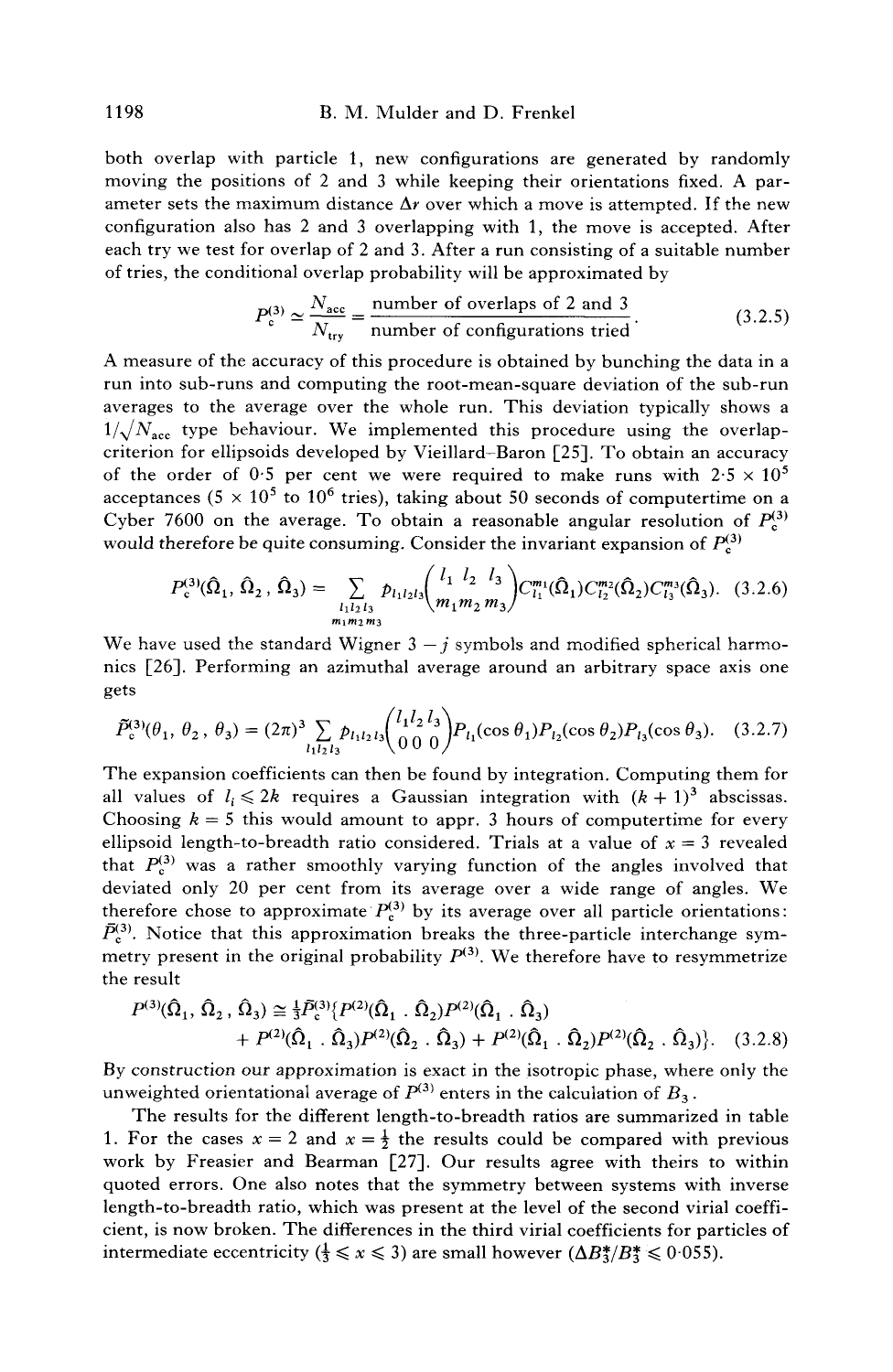both overlap with particle 1, new configurations are generated by randomly moving the positions of 2 and 3 while keeping their orientations fixed. A parameter sets the maximum distance $\Delta r$ over which a move is attempted. If the new configuration also has 2 and 3 overlapping with 1, the move is accepted. After each try we test for overlap of 2 and 3. After a run consisting of a suitable number of tries, the conditional overlap probability will be approximated by

$$P_c^{(3)} \simeq \frac{N_{acc}}{N_{try}} = \frac{\text{number of overlaps of 2 and 3}}{\text{number of configurations tried}}. \tag{3.2.5}$$

A measure of the accuracy of this procedure is obtained by bunching the data in a run into sub-runs and computing the root-mean-square deviation of the sub-run averages to the average over the whole run. This deviation typically shows a $1/\sqrt{N_{acc}}$ type behaviour. We implemented this procedure using the overlap-criterion for ellipsoids developed by Vieillard-Baron [25]. To obtain an accuracy of the order of 0·5 per cent we were required to make runs with $2{\cdot}5 \times 10^5$ acceptances ($5 \times 10^5$ to $10^6$ tries), taking about 50 seconds of computertime on a Cyber 7600 on the average. To obtain a reasonable angular resolution of $P_c^{(3)}$ would therefore be quite consuming. Consider the invariant expansion of $P_c^{(3)}$

$$P_c^{(3)}(\hat{\Omega}_1, \hat{\Omega}_2, \hat{\Omega}_3) = \sum_{\substack{l_1 l_2 l_3 \\ m_1 m_2 m_3}} p_{l_1 l_2 l_3} \begin{pmatrix} l_1 & l_2 & l_3 \\ m_1 & m_2 & m_3 \end{pmatrix} C_{l_1}^{m_1}(\hat{\Omega}_1) C_{l_2}^{m_2}(\hat{\Omega}_2) C_{l_3}^{m_3}(\hat{\Omega}_3). \tag{3.2.6}$$

We have used the standard Wigner $3-j$ symbols and modified spherical harmonics [26]. Performing an azimuthal average around an arbitrary space axis one gets

$$\bar{P}_c^{(3)}(\theta_1, \theta_2, \theta_3) = (2\pi)^3 \sum_{l_1 l_2 l_3} p_{l_1 l_2 l_3} \begin{pmatrix} l_1 & l_2 & l_3 \\ 0 & 0 & 0 \end{pmatrix} P_{l_1}(\cos\theta_1) P_{l_2}(\cos\theta_2) P_{l_3}(\cos\theta_3). \tag{3.2.7}$$

The expansion coefficients can then be found by integration. Computing them for all values of $l_i \leqslant 2k$ requires a Gaussian integration with $(k+1)^3$ abscissas. Choosing $k = 5$ this would amount to appr. 3 hours of computertime for every ellipsoid length-to-breadth ratio considered. Trials at a value of $x = 3$ revealed that $P_c^{(3)}$ was a rather smoothly varying function of the angles involved that deviated only 20 per cent from its average over a wide range of angles. We therefore chose to approximate $P_c^{(3)}$ by its average over all particle orientations: $\bar{P}_c^{(3)}$. Notice that this approximation breaks the three-particle interchange symmetry present in the original probability $P^{(3)}$. We therefore have to resymmetrize the result

$$\begin{aligned} P^{(3)}(\hat{\Omega}_1, \hat{\Omega}_2, \hat{\Omega}_3) \cong \tfrac{1}{3}\bar{P}_c^{(3)}\{&P^{(2)}(\hat{\Omega}_1 \cdot \hat{\Omega}_2)P^{(2)}(\hat{\Omega}_1 \cdot \hat{\Omega}_3) \\ &+ P^{(2)}(\hat{\Omega}_1 \cdot \hat{\Omega}_3)P^{(2)}(\hat{\Omega}_2 \cdot \hat{\Omega}_3) + P^{(2)}(\hat{\Omega}_1 \cdot \hat{\Omega}_2)P^{(2)}(\hat{\Omega}_2 \cdot \hat{\Omega}_3)\}. \end{aligned} \tag{3.2.8}$$

By construction our approximation is exact in the isotropic phase, where only the unweighted orientational average of $P^{(3)}$ enters in the calculation of $B_3$.

The results for the different length-to-breadth ratios are summarized in table 1. For the cases $x = 2$ and $x = \frac{1}{2}$ the results could be compared with previous work by Freasier and Bearman [27]. Our results agree with theirs to within quoted errors. One also notes that the symmetry between systems with inverse length-to-breadth ratio, which was present at the level of the second virial coefficient, is now broken. The differences in the third virial coefficients for particles of intermediate eccentricity ($\frac{1}{3} \leqslant x \leqslant 3$) are small however ($\Delta B_3^*/B_3^* \leqslant 0{\cdot}055$).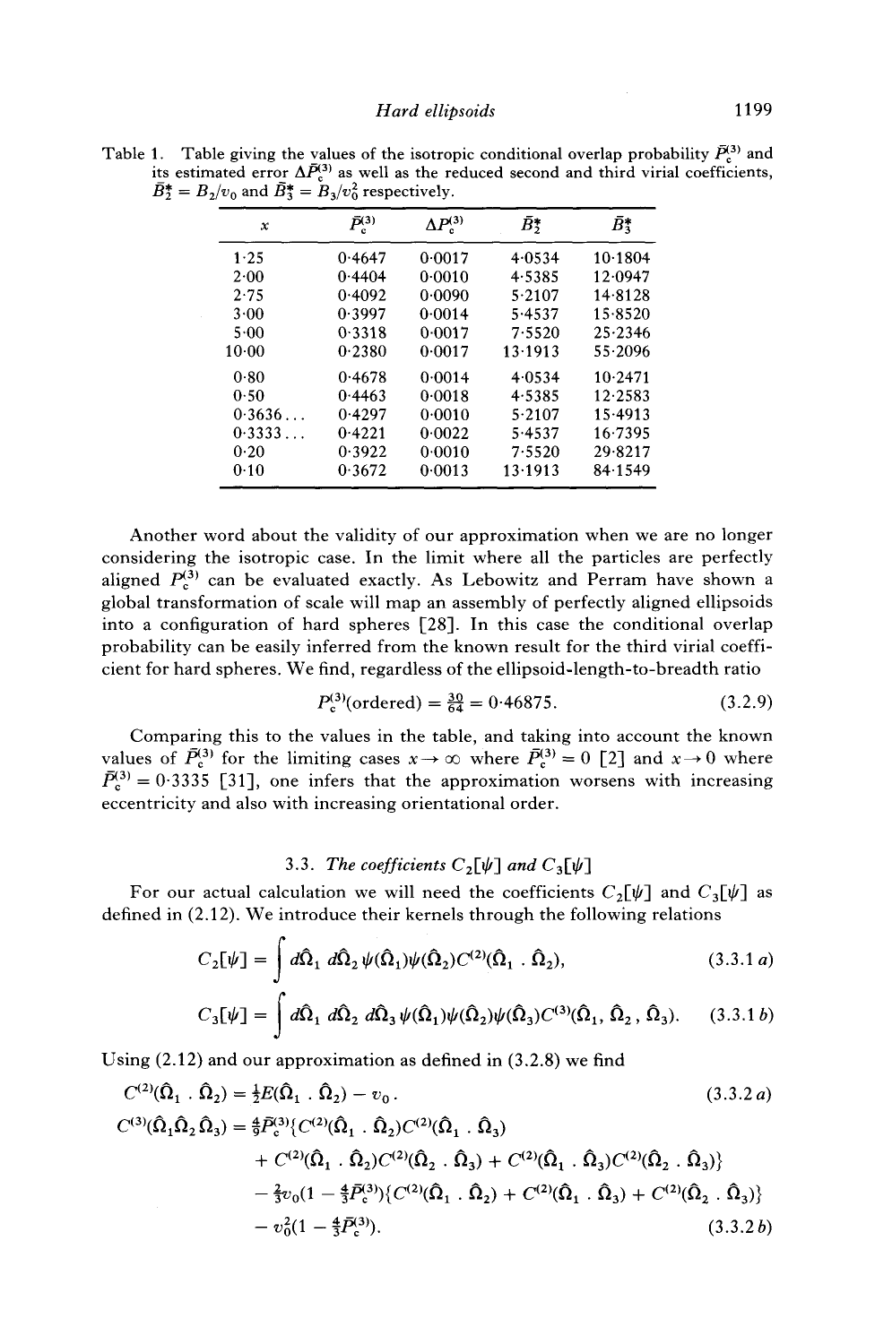Table 1. Table giving the values of the isotropic conditional overlap probability $\bar{P}_c^{(3)}$ and its estimated error $\Delta \bar{P}_c^{(3)}$ as well as the reduced second and third virial coefficients, $\bar{B}_2^* = B_2/v_0$ and $\bar{B}_3^* = B_3/v_0^2$ respectively.

| $x$ | $\bar{P}_c^{(3)}$ | $\Delta \bar{P}_c^{(3)}$ | $\bar{B}_2^*$ | $\bar{B}_3^*$ |
|---|---|---|---|---|
| 1·25 | 0·4647 | 0·0017 | 4·0534 | 10·1804 |
| 2·00 | 0·4404 | 0·0010 | 4·5385 | 12·0947 |
| 2·75 | 0·4092 | 0·0090 | 5·2107 | 14·8128 |
| 3·00 | 0·3997 | 0·0014 | 5·4537 | 15·8520 |
| 5·00 | 0·3318 | 0·0017 | 7·5520 | 25·2346 |
| 10·00 | 0·2380 | 0·0017 | 13·1913 | 55·2096 |
| 0·80 | 0·4678 | 0·0014 | 4·0534 | 10·2471 |
| 0·50 | 0·4463 | 0·0018 | 4·5385 | 12·2583 |
| 0·3636... | 0·4297 | 0·0010 | 5·2107 | 15·4913 |
| 0·3333... | 0·4221 | 0·0022 | 5·4537 | 16·7395 |
| 0·20 | 0·3922 | 0·0010 | 7·5520 | 29·8217 |
| 0·10 | 0·3672 | 0·0013 | 13·1913 | 84·1549 |

Another word about the validity of our approximation when we are no longer considering the isotropic case. In the limit where all the particles are perfectly aligned $P_c^{(3)}$ can be evaluated exactly. As Lebowitz and Perram have shown a global transformation of scale will map an assembly of perfectly aligned ellipsoids into a configuration of hard spheres [28]. In this case the conditional overlap probability can be easily inferred from the known result for the third virial coefficient for hard spheres. We find, regardless of the ellipsoid-length-to-breadth ratio

$$P_c^{(3)}(\text{ordered}) = \tfrac{30}{64} = 0{\cdot}46875. \tag{3.2.9}$$

Comparing this to the values in the table, and taking into account the known values of $\bar{P}_c^{(3)}$ for the limiting cases $x \to \infty$ where $\bar{P}_c^{(3)} = 0$ [2] and $x \to 0$ where $\bar{P}_c^{(3)} = 0{\cdot}3335$ [31], one infers that the approximation worsens with increasing eccentricity and also with increasing orientational order.

### 3.3. *The coefficients $C_2[\psi]$ and $C_3[\psi]$*

For our actual calculation we will need the coefficients $C_2[\psi]$ and $C_3[\psi]$ as defined in (2.12). We introduce their kernels through the following relations

$$C_2[\psi] = \int d\hat{\Omega}_1 \, d\hat{\Omega}_2 \, \psi(\hat{\Omega}_1)\psi(\hat{\Omega}_2) C^{(2)}(\hat{\Omega}_1 \, . \, \hat{\Omega}_2), \tag{3.3.1 a}$$

$$C_3[\psi] = \int d\hat{\Omega}_1 \, d\hat{\Omega}_2 \, d\hat{\Omega}_3 \, \psi(\hat{\Omega}_1)\psi(\hat{\Omega}_2)\psi(\hat{\Omega}_3) C^{(3)}(\hat{\Omega}_1, \hat{\Omega}_2, \hat{\Omega}_3). \tag{3.3.1 b}$$

Using (2.12) and our approximation as defined in (3.2.8) we find

$$C^{(2)}(\hat{\Omega}_1 \, . \, \hat{\Omega}_2) = \tfrac{1}{2}E(\hat{\Omega}_1 \, . \, \hat{\Omega}_2) - v_0 \, . \tag{3.3.2 a}$$

$$\begin{aligned} C^{(3)}(\hat{\Omega}_1 \hat{\Omega}_2 \hat{\Omega}_3) = {} & \tfrac{4}{9}\bar{P}_c^{(3)}\{C^{(2)}(\hat{\Omega}_1 \, . \, \hat{\Omega}_2)C^{(2)}(\hat{\Omega}_1 \, . \, \hat{\Omega}_3) \\ & + C^{(2)}(\hat{\Omega}_1 \, . \, \hat{\Omega}_2)C^{(2)}(\hat{\Omega}_2 \, . \, \hat{\Omega}_3) + C^{(2)}(\hat{\Omega}_1 \, . \, \hat{\Omega}_3)C^{(2)}(\hat{\Omega}_2 \, . \, \hat{\Omega}_3)\} \\ & - \tfrac{2}{3}v_0(1 - \tfrac{4}{3}\bar{P}_c^{(3)})\{C^{(2)}(\hat{\Omega}_1 \, . \, \hat{\Omega}_2) + C^{(2)}(\hat{\Omega}_1 \, . \, \hat{\Omega}_3) + C^{(2)}(\hat{\Omega}_2 \, . \, \hat{\Omega}_3)\} \\ & - v_0^2(1 - \tfrac{4}{3}\bar{P}_c^{(3)}). \end{aligned} \tag{3.3.2 b}$$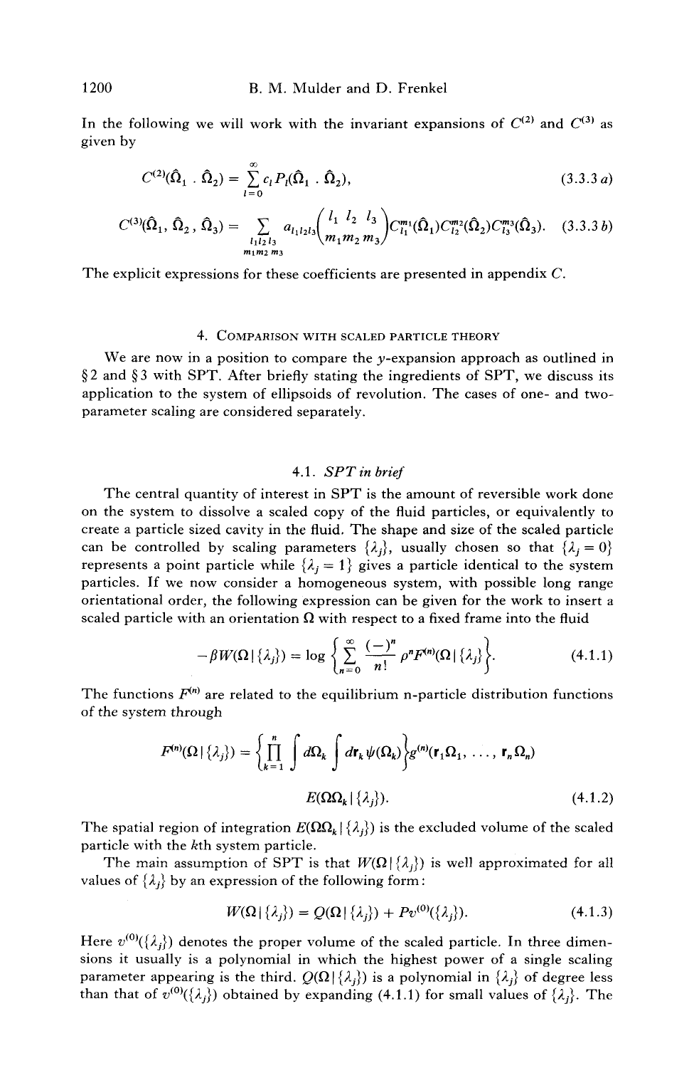In the following we will work with the invariant expansions of $C^{(2)}$ and $C^{(3)}$ as given by

$$C^{(2)}(\hat{\Omega}_1 \cdot \hat{\Omega}_2) = \sum_{l=0}^{\infty} c_l P_l(\hat{\Omega}_1 \cdot \hat{\Omega}_2), \tag{3.3.3 a}$$

$$C^{(3)}(\hat{\Omega}_1, \hat{\Omega}_2, \hat{\Omega}_3) = \sum_{\substack{l_1 l_2 l_3 \\ m_1 m_2 m_3}} a_{l_1 l_2 l_3} \begin{pmatrix} l_1 & l_2 & l_3 \\ m_1 & m_2 & m_3 \end{pmatrix} C_{l_1}^{m_1}(\hat{\Omega}_1) C_{l_2}^{m_2}(\hat{\Omega}_2) C_{l_3}^{m_3}(\hat{\Omega}_3). \tag{3.3.3 b}$$

The explicit expressions for these coefficients are presented in appendix C.

## 4. Comparison with scaled particle theory

We are now in a position to compare the $y$-expansion approach as outlined in § 2 and § 3 with SPT. After briefly stating the ingredients of SPT, we discuss its application to the system of ellipsoids of revolution. The cases of one- and two-parameter scaling are considered separately.

### 4.1. *SPT in brief*

The central quantity of interest in SPT is the amount of reversible work done on the system to dissolve a scaled copy of the fluid particles, or equivalently to create a particle sized cavity in the fluid. The shape and size of the scaled particle can be controlled by scaling parameters $\{\lambda_j\}$, usually chosen so that $\{\lambda_j = 0\}$ represents a point particle while $\{\lambda_j = 1\}$ gives a particle identical to the system particles. If we now consider a homogeneous system, with possible long range orientational order, the following expression can be given for the work to insert a scaled particle with an orientation $\Omega$ with respect to a fixed frame into the fluid

$$-\beta W(\Omega \,|\, \{\lambda_j\}) = \log \left\{ \sum_{n=0}^{\infty} \frac{(-)^n}{n!} \rho^n F^{(n)}(\Omega \,|\, \{\lambda_j\}) \right\}. \tag{4.1.1}$$

The functions $F^{(n)}$ are related to the equilibrium n-particle distribution functions of the system through

$$F^{(n)}(\Omega \,|\, \{\lambda_j\}) = \left\{ \prod_{k=1}^{n} \int d\Omega_k \int d\mathbf{r}_k \, \psi(\Omega_k) \right\} g^{(n)}(\mathbf{r}_1 \Omega_1, \ldots, \mathbf{r}_n \Omega_n)$$
$$E(\Omega \Omega_k \,|\, \{\lambda_j\}). \tag{4.1.2}$$

The spatial region of integration $E(\Omega\Omega_k \,|\, \{\lambda_j\})$ is the excluded volume of the scaled particle with the $k$th system particle.

The main assumption of SPT is that $W(\Omega \,|\, \{\lambda_j\})$ is well approximated for all values of $\{\lambda_j\}$ by an expression of the following form:

$$W(\Omega \,|\, \{\lambda_j\}) = Q(\Omega \,|\, \{\lambda_j\}) + P v^{(0)}(\{\lambda_j\}). \tag{4.1.3}$$

Here $v^{(0)}(\{\lambda_j\})$ denotes the proper volume of the scaled particle. In three dimensions it usually is a polynomial in which the highest power of a single scaling parameter appearing is the third. $Q(\Omega \,|\, \{\lambda_j\})$ is a polynomial in $\{\lambda_j\}$ of degree less than that of $v^{(0)}(\{\lambda_j\})$ obtained by expanding (4.1.1) for small values of $\{\lambda_j\}$. The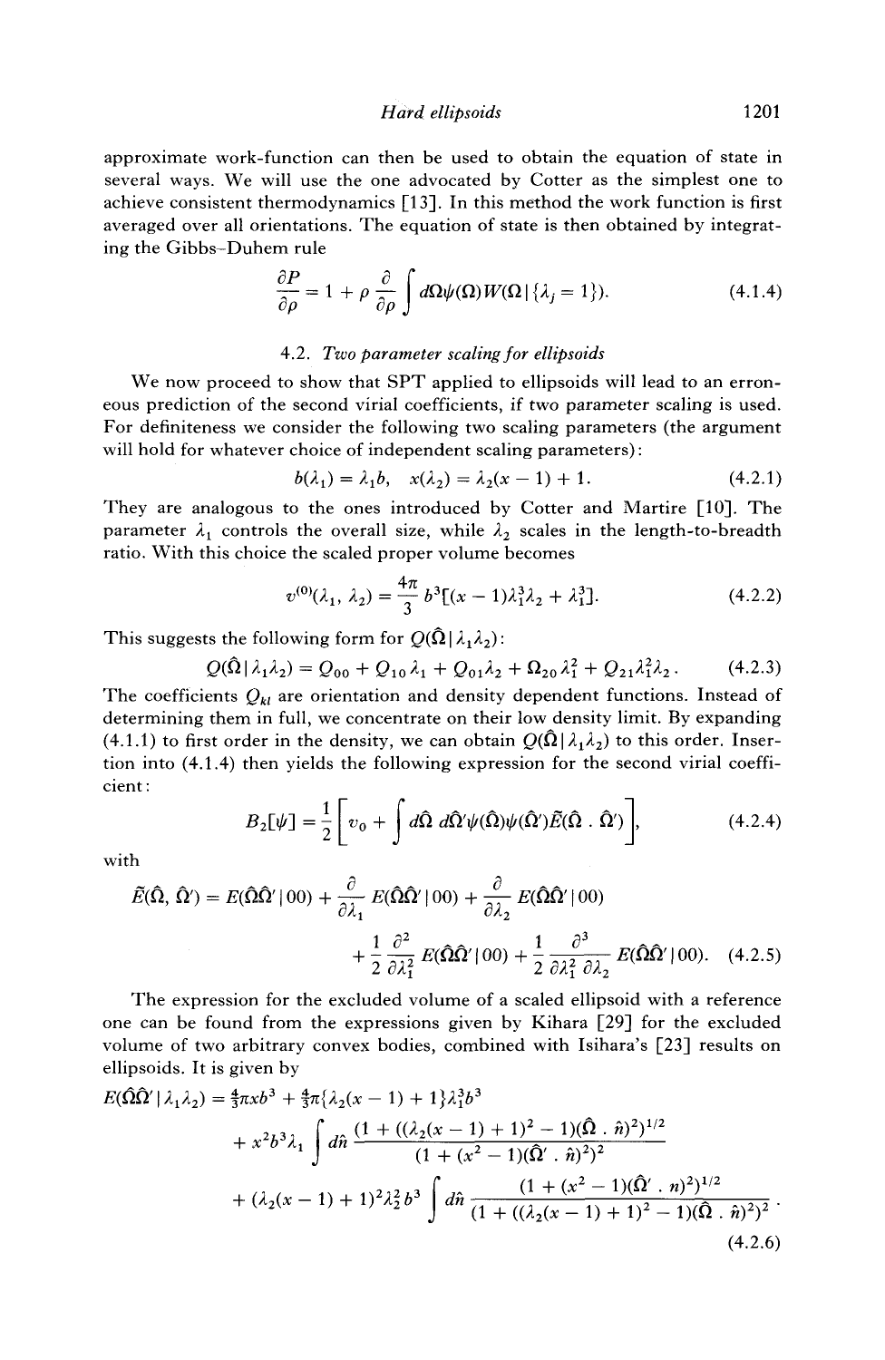approximate work-function can then be used to obtain the equation of state in several ways. We will use the one advocated by Cotter as the simplest one to achieve consistent thermodynamics [13]. In this method the work function is first averaged over all orientations. The equation of state is then obtained by integrating the Gibbs–Duhem rule

$$\frac{\partial P}{\partial \rho} = 1 + \rho \frac{\partial}{\partial \rho} \int d\Omega \psi(\Omega) W(\Omega \,|\, \{\lambda_j = 1\}). \tag{4.1.4}$$

### 4.2. *Two parameter scaling for ellipsoids*

We now proceed to show that SPT applied to ellipsoids will lead to an erroneous prediction of the second virial coefficients, if two parameter scaling is used. For definiteness we consider the following two scaling parameters (the argument will hold for whatever choice of independent scaling parameters):

$$b(\lambda_1) = \lambda_1 b, \quad x(\lambda_2) = \lambda_2 (x-1) + 1. \tag{4.2.1}$$

They are analogous to the ones introduced by Cotter and Martire [10]. The parameter $\lambda_1$ controls the overall size, while $\lambda_2$ scales in the length-to-breadth ratio. With this choice the scaled proper volume becomes

$$v^{(0)}(\lambda_1, \lambda_2) = \frac{4\pi}{3} b^3 [(x-1)\lambda_1^3 \lambda_2 + \lambda_1^3]. \tag{4.2.2}$$

This suggests the following form for $Q(\hat{\Omega} \,|\, \lambda_1 \lambda_2)$:

$$Q(\hat{\Omega} \,|\, \lambda_1 \lambda_2) = Q_{00} + Q_{10}\lambda_1 + Q_{01}\lambda_2 + \Omega_{20}\lambda_1^2 + Q_{21}\lambda_1^2 \lambda_2. \tag{4.2.3}$$

The coefficients $Q_{kl}$ are orientation and density dependent functions. Instead of determining them in full, we concentrate on their low density limit. By expanding (4.1.1) to first order in the density, we can obtain $Q(\hat{\Omega} \,|\, \lambda_1 \lambda_2)$ to this order. Insertion into (4.1.4) then yields the following expression for the second virial coefficient:

$$B_2[\psi] = \frac{1}{2}\left[ v_0 + \int d\hat{\Omega}\, d\hat{\Omega}' \psi(\hat{\Omega}) \psi(\hat{\Omega}') \tilde{E}(\hat{\Omega} \,.\, \hat{\Omega}') \right], \tag{4.2.4}$$

with

$$\tilde{E}(\hat{\Omega}, \hat{\Omega}') = E(\hat{\Omega}\hat{\Omega}' \,|\, 00) + \frac{\partial}{\partial \lambda_1} E(\hat{\Omega}\hat{\Omega}' \,|\, 00) + \frac{\partial}{\partial \lambda_2} E(\hat{\Omega}\hat{\Omega}' \,|\, 00) + \frac{1}{2}\frac{\partial^2}{\partial \lambda_1^2} E(\hat{\Omega}\hat{\Omega}' \,|\, 00) + \frac{1}{2}\frac{\partial^3}{\partial \lambda_1^2 \partial \lambda_2} E(\hat{\Omega}\hat{\Omega}' \,|\, 00). \tag{4.2.5}$$

The expression for the excluded volume of a scaled ellipsoid with a reference one can be found from the expressions given by Kihara [29] for the excluded volume of two arbitrary convex bodies, combined with Isihara's [23] results on ellipsoids. It is given by

$$\begin{aligned} E(\hat{\Omega}\hat{\Omega}' \,|\, \lambda_1 \lambda_2) = {} & \tfrac{4}{3}\pi x b^3 + \tfrac{4}{3}\pi \{\lambda_2 (x-1) + 1\} \lambda_1^3 b^3 \\ & + x^2 b^3 \lambda_1 \int d\hat{n} \frac{(1 + ((\lambda_2(x-1)+1)^2 - 1)(\hat{\Omega} \,.\, \hat{n})^2)^{1/2}}{(1 + (x^2 - 1)(\hat{\Omega}' \,.\, \hat{n})^2)^2} \\ & + (\lambda_2(x-1)+1)^2 \lambda_1^2 b^3 \int d\hat{n} \frac{(1 + (x^2-1)(\hat{\Omega}' \,.\, n)^2)^{1/2}}{(1 + ((\lambda_2(x-1)+1)^2 - 1)(\hat{\Omega} \,.\, \hat{n})^2)^2}. \end{aligned} \tag{4.2.6}$$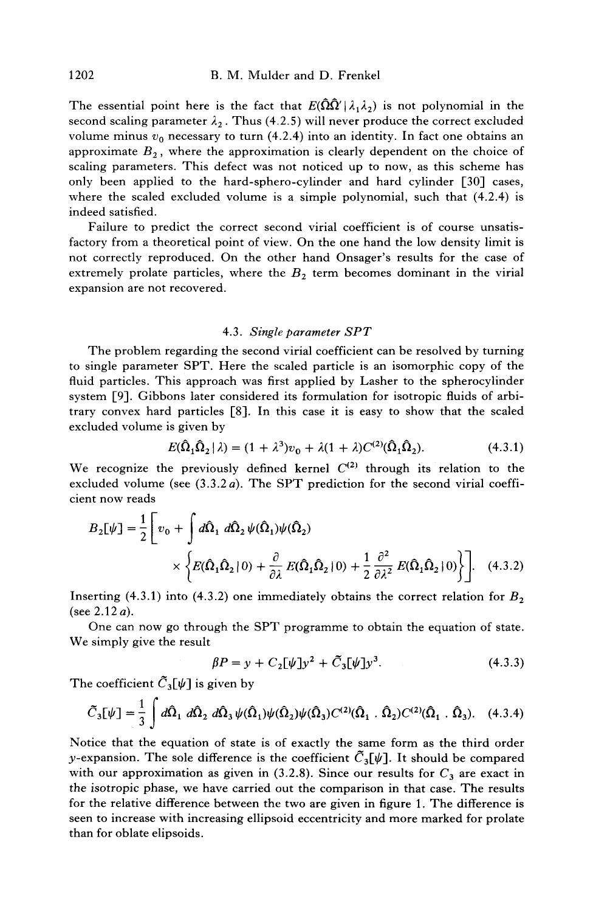The essential point here is the fact that $E(\hat{\Omega}\hat{\Omega}'|\lambda_1\lambda_2)$ is not polynomial in the second scaling parameter $\lambda_2$. Thus (4.2.5) will never produce the correct excluded volume minus $v_0$ necessary to turn (4.2.4) into an identity. In fact one obtains an approximate $B_2$, where the approximation is clearly dependent on the choice of scaling parameters. This defect was not noticed up to now, as this scheme has only been applied to the hard-sphero-cylinder and hard cylinder [30] cases, where the scaled excluded volume is a simple polynomial, such that (4.2.4) is indeed satisfied.

Failure to predict the correct second virial coefficient is of course unsatisfactory from a theoretical point of view. On the one hand the low density limit is not correctly reproduced. On the other hand Onsager's results for the case of extremely prolate particles, where the $B_2$ term becomes dominant in the virial expansion are not recovered.

### 4.3. *Single parameter SPT*

The problem regarding the second virial coefficient can be resolved by turning to single parameter SPT. Here the scaled particle is an isomorphic copy of the fluid particles. This approach was first applied by Lasher to the spherocylinder system [9]. Gibbons later considered its formulation for isotropic fluids of arbitrary convex hard particles [8]. In this case it is easy to show that the scaled excluded volume is given by

$$E(\hat{\Omega}_1\hat{\Omega}_2|\lambda) = (1+\lambda^3)v_0 + \lambda(1+\lambda)C^{(2)}(\hat{\Omega}_1\hat{\Omega}_2). \tag{4.3.1}$$

We recognize the previously defined kernel $C^{(2)}$ through its relation to the excluded volume (see (3.3.2 *a*). The SPT prediction for the second virial coefficient now reads

$$B_2[\psi] = \frac{1}{2}\left[v_0 + \int d\hat{\Omega}_1\, d\hat{\Omega}_2\, \psi(\hat{\Omega}_1)\psi(\hat{\Omega}_2) \times \left\{E(\hat{\Omega}_1\hat{\Omega}_2|0) + \frac{\partial}{\partial\lambda}E(\hat{\Omega}_1\hat{\Omega}_2|0) + \frac{1}{2}\frac{\partial^2}{\partial\lambda^2}E(\hat{\Omega}_1\hat{\Omega}_2|0)\right\}\right]. \tag{4.3.2}$$

Inserting (4.3.1) into (4.3.2) one immediately obtains the correct relation for $B_2$ (see 2.12 *a*).

One can now go through the SPT programme to obtain the equation of state. We simply give the result

$$\beta P = y + C_2[\psi]y^2 + \tilde{C}_3[\psi]y^3. \tag{4.3.3}$$

The coefficient $\tilde{C}_3[\psi]$ is given by

$$\tilde{C}_3[\psi] = \frac{1}{3}\int d\hat{\Omega}_1\, d\hat{\Omega}_2\, d\hat{\Omega}_3\, \psi(\hat{\Omega}_1)\psi(\hat{\Omega}_2)\psi(\hat{\Omega}_3)C^{(2)}(\hat{\Omega}_1 \,.\, \hat{\Omega}_2)C^{(2)}(\hat{\Omega}_1 \,.\, \hat{\Omega}_3). \tag{4.3.4}$$

Notice that the equation of state is of exactly the same form as the third order $y$-expansion. The sole difference is the coefficient $\tilde{C}_3[\psi]$. It should be compared with our approximation as given in (3.2.8). Since our results for $C_3$ are exact in the isotropic phase, we have carried out the comparison in that case. The results for the relative difference between the two are given in figure 1. The difference is seen to increase with increasing ellipsoid eccentricity and more marked for prolate than for oblate elipsoids.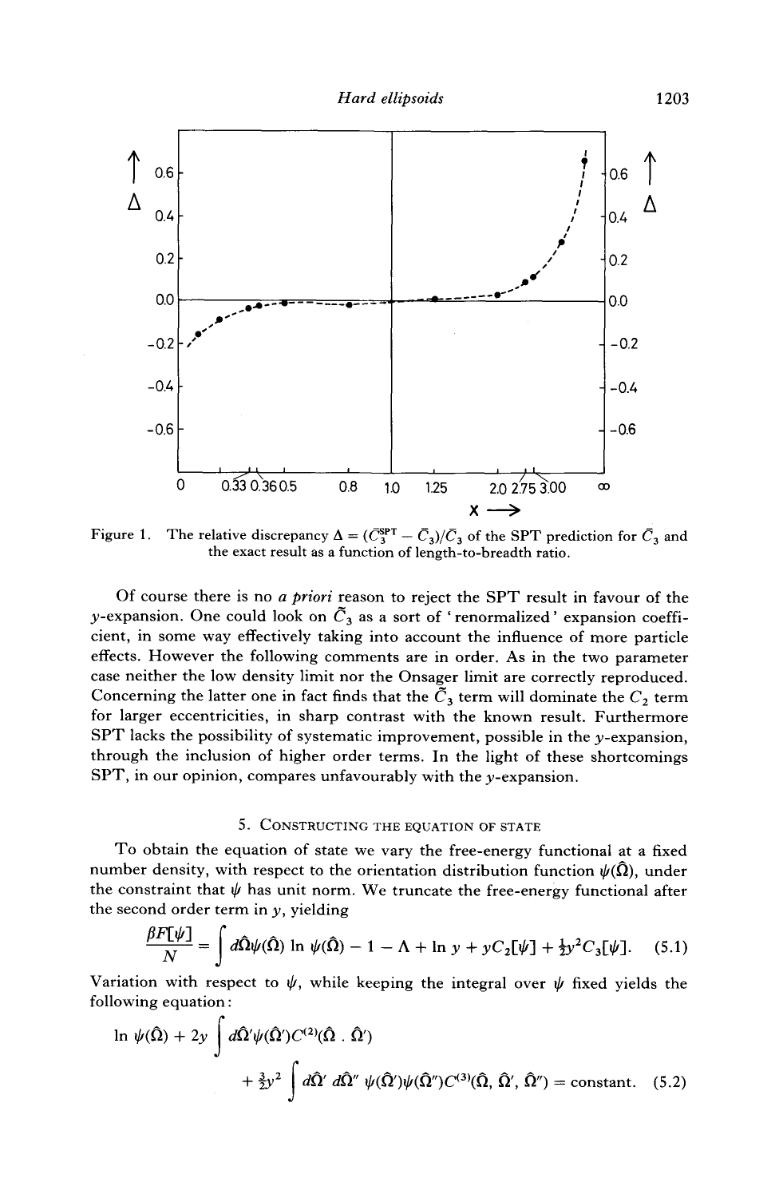Figure 1. The relative discrepancy $\Delta = (\bar{C}_3^{SPT} - \bar{C}_3)/\bar{C}_3$ of the SPT prediction for $\bar{C}_3$ and the exact result as a function of length-to-breadth ratio.

Of course there is no *a priori* reason to reject the SPT result in favour of the $y$-expansion. One could look on $\tilde{C}_3$ as a sort of 'renormalized' expansion coefficient, in some way effectively taking into account the influence of more particle effects. However the following comments are in order. As in the two parameter case neither the low density limit nor the Onsager limit are correctly reproduced. Concerning the latter one in fact finds that the $\tilde{C}_3$ term will dominate the $C_2$ term for larger eccentricities, in sharp contrast with the known result. Furthermore SPT lacks the possibility of systematic improvement, possible in the $y$-expansion, through the inclusion of higher order terms. In the light of these shortcomings SPT, in our opinion, compares unfavourably with the $y$-expansion.

## 5. Constructing the equation of state

To obtain the equation of state we vary the free-energy functional at a fixed number density, with respect to the orientation distribution function $\psi(\hat{\Omega})$, under the constraint that $\psi$ has unit norm. We truncate the free-energy functional after the second order term in $y$, yielding

$$\frac{\beta F[\psi]}{N} = \int d\hat{\Omega}\psi(\hat{\Omega}) \ln \psi(\hat{\Omega}) - 1 - \Lambda + \ln y + yC_2[\psi] + \tfrac{1}{2}y^2 C_3[\psi]. \quad (5.1)$$

Variation with respect to $\psi$, while keeping the integral over $\psi$ fixed yields the following equation:

$$\ln \psi(\hat{\Omega}) + 2y \int d\hat{\Omega}'\psi(\hat{\Omega}')C^{(2)}(\hat{\Omega} \cdot \hat{\Omega}') + \tfrac{3}{2}y^2 \int d\hat{\Omega}' \, d\hat{\Omega}'' \, \psi(\hat{\Omega}')\psi(\hat{\Omega}'')C^{(3)}(\hat{\Omega}, \hat{\Omega}', \hat{\Omega}'') = \text{constant}. \quad (5.2)$$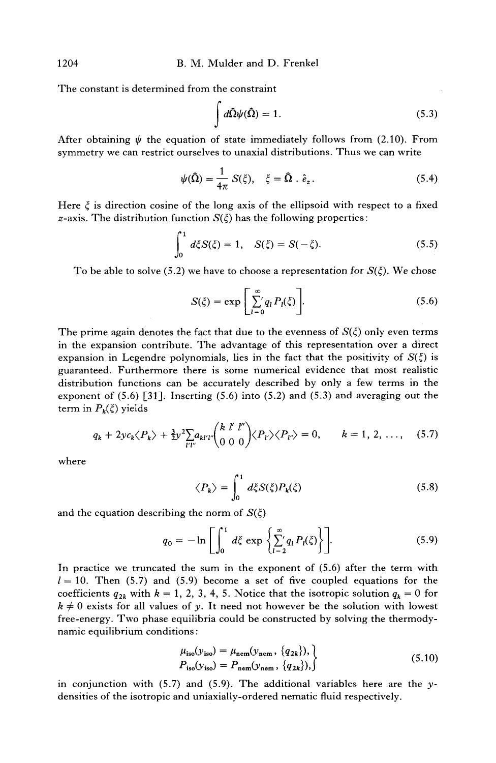The constant is determined from the constraint

$$\int d\hat{\Omega}\psi(\hat{\Omega}) = 1. \tag{5.3}$$

After obtaining $\psi$ the equation of state immediately follows from (2.10). From symmetry we can restrict ourselves to unaxial distributions. Thus we can write

$$\psi(\hat{\Omega}) = \frac{1}{4\pi} S(\xi), \quad \xi = \hat{\Omega} \cdot \hat{e}_z. \tag{5.4}$$

Here $\xi$ is direction cosine of the long axis of the ellipsoid with respect to a fixed $z$-axis. The distribution function $S(\xi)$ has the following properties:

$$\int_0^1 d\xi S(\xi) = 1, \quad S(\xi) = S(-\xi). \tag{5.5}$$

To be able to solve (5.2) we have to choose a representation for $S(\xi)$. We chose

$$S(\xi) = \exp\left[\sum_{l=0}^{\infty}{}' q_l P_l(\xi)\right]. \tag{5.6}$$

The prime again denotes the fact that due to the evenness of $S(\xi)$ only even terms in the expansion contribute. The advantage of this representation over a direct expansion in Legendre polynomials, lies in the fact that the positivity of $S(\xi)$ is guaranteed. Furthermore there is some numerical evidence that most realistic distribution functions can be accurately described by only a few terms in the exponent of (5.6) [31]. Inserting (5.6) into (5.2) and (5.3) and averaging out the term in $P_k(\xi)$ yields

$$q_k + 2yc_k\langle P_k\rangle + \tfrac{3}{2}y^2\sum_{l'l''} a_{kl'l''}\begin{pmatrix} k & l' & l'' \\ 0 & 0 & 0 \end{pmatrix}\langle P_{l'}\rangle\langle P_{l''}\rangle = 0, \qquad k = 1, 2, \ldots, \tag{5.7}$$

where

$$\langle P_k\rangle = \int_0^1 d\xi S(\xi) P_k(\xi) \tag{5.8}$$

and the equation describing the norm of $S(\xi)$

$$q_0 = -\ln\left[\int_0^1 d\xi \exp\left\{\sum_{l=2}^{\infty}{}' q_l P_l(\xi)\right\}\right]. \tag{5.9}$$

In practice we truncated the sum in the exponent of (5.6) after the term with $l = 10$. Then (5.7) and (5.9) become a set of five coupled equations for the coefficients $q_{2k}$ with $k = 1, 2, 3, 4, 5$. Notice that the isotropic solution $q_k = 0$ for $k \neq 0$ exists for all values of $y$. It need not however be the solution with lowest free-energy. Two phase equilibria could be constructed by solving the thermodynamic equilibrium conditions:

$$\left.\begin{aligned} \mu_{\text{iso}}(y_{\text{iso}}) &= \mu_{\text{nem}}(y_{\text{nem}}, \{q_{2k}\}), \\ P_{\text{iso}}(y_{\text{iso}}) &= P_{\text{nem}}(y_{\text{nem}}, \{q_{2k}\}), \end{aligned}\right\} \tag{5.10}$$

in conjunction with (5.7) and (5.9). The additional variables here are the $y$-densities of the isotropic and uniaxially-ordered nematic fluid respectively.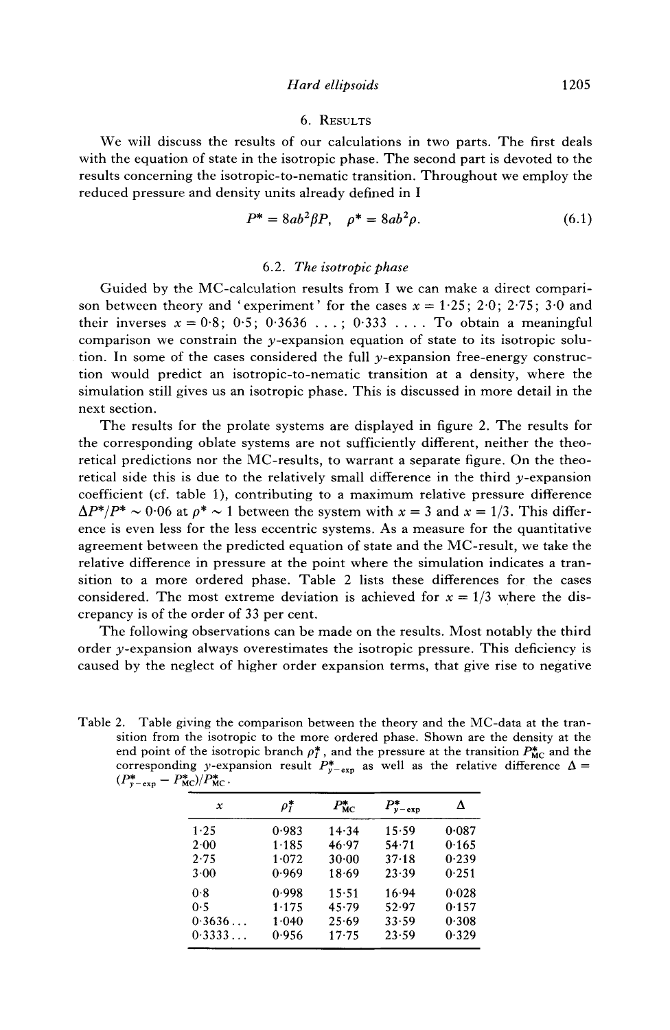## 6. Results

We will discuss the results of our calculations in two parts. The first deals with the equation of state in the isotropic phase. The second part is devoted to the results concerning the isotropic-to-nematic transition. Throughout we employ the reduced pressure and density units already defined in I

$$P^* = 8ab^2\beta P, \quad \rho^* = 8ab^2\rho. \tag{6.1}$$

### 6.2. *The isotropic phase*

Guided by the MC-calculation results from I we can make a direct comparison between theory and 'experiment' for the cases $x = 1{\cdot}25$; $2{\cdot}0$; $2{\cdot}75$; $3{\cdot}0$ and their inverses $x = 0{\cdot}8$; $0{\cdot}5$; $0{\cdot}3636\ldots$; $0{\cdot}333\ldots$. To obtain a meaningful comparison we constrain the $y$-expansion equation of state to its isotropic solution. In some of the cases considered the full $y$-expansion free-energy construction would predict an isotropic-to-nematic transition at a density, where the simulation still gives us an isotropic phase. This is discussed in more detail in the next section.

The results for the prolate systems are displayed in figure 2. The results for the corresponding oblate systems are not sufficiently different, neither the theoretical predictions nor the MC-results, to warrant a separate figure. On the theoretical side this is due to the relatively small difference in the third $y$-expansion coefficient (cf. table 1), contributing to a maximum relative pressure difference $\Delta P^*/P^* \sim 0{\cdot}06$ at $\rho^* \sim 1$ between the system with $x = 3$ and $x = 1/3$. This difference is even less for the less eccentric systems. As a measure for the quantitative agreement between the predicted equation of state and the MC-result, we take the relative difference in pressure at the point where the simulation indicates a transition to a more ordered phase. Table 2 lists these differences for the cases considered. The most extreme deviation is achieved for $x = 1/3$ where the discrepancy is of the order of 33 per cent.

The following observations can be made on the results. Most notably the third order $y$-expansion always overestimates the isotropic pressure. This deficiency is caused by the neglect of higher order expansion terms, that give rise to negative

Table 2. Table giving the comparison between the theory and the MC-data at the transition from the isotropic to the more ordered phase. Shown are the density at the end point of the isotropic branch $\rho_I^*$, and the pressure at the transition $P_{MC}^*$ and the corresponding $y$-expansion result $P_{y-\exp}^*$ as well as the relative difference $\Delta = (P_{y-\exp}^* - P_{MC}^*)/P_{MC}^*$.

| $x$ | $\rho_I^*$ | $P_{MC}^*$ | $P_{y-\exp}^*$ | $\Delta$ |
|---|---|---|---|---|
| 1·25 | 0·983 | 14·34 | 15·59 | 0·087 |
| 2·00 | 1·185 | 46·97 | 54·71 | 0·165 |
| 2·75 | 1·072 | 30·00 | 37·18 | 0·239 |
| 3·00 | 0·969 | 18·69 | 23·39 | 0·251 |
| 0·8 | 0·998 | 15·51 | 16·94 | 0·028 |
| 0·5 | 1·175 | 45·79 | 52·97 | 0·157 |
| 0·3636... | 1·040 | 25·69 | 33·59 | 0·308 |
| 0·3333... | 0·956 | 17·75 | 23·59 | 0·329 |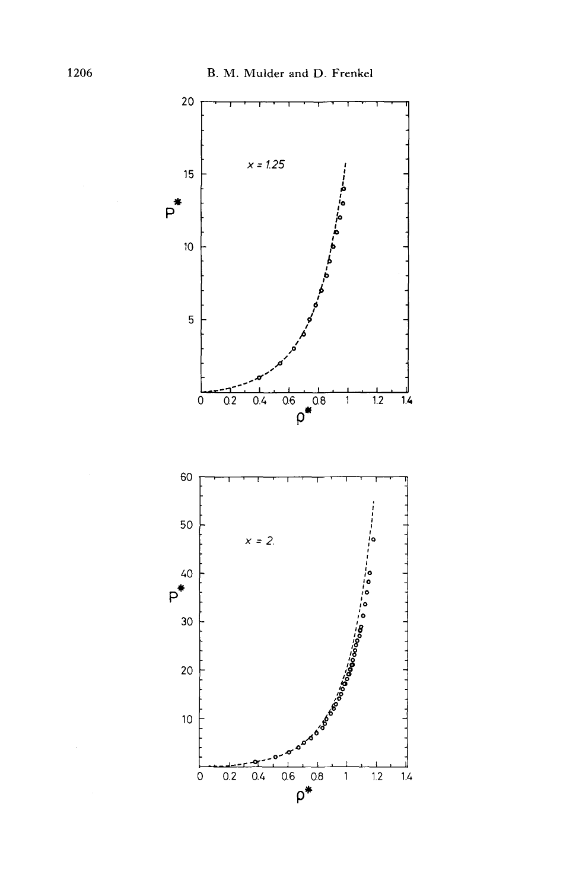$x = 1.25$

$P^*$

$\rho^*$

$x = 2.$

$P^*$

$\rho^*$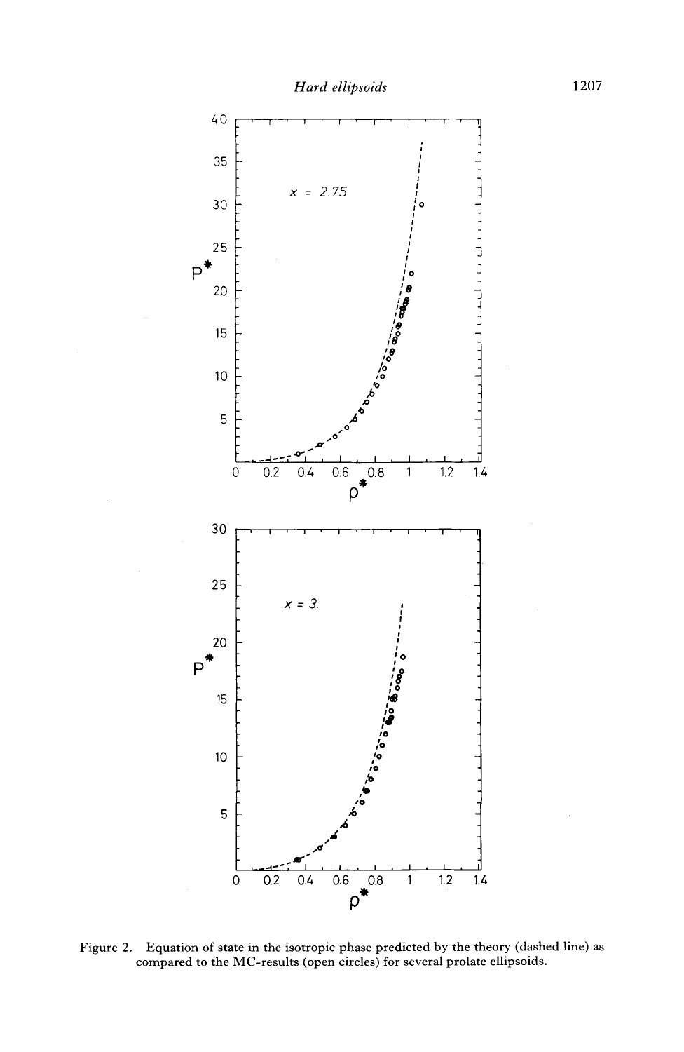Figure 2. Equation of state in the isotropic phase predicted by the theory (dashed line) as compared to the MC-results (open circles) for several prolate ellipsoids.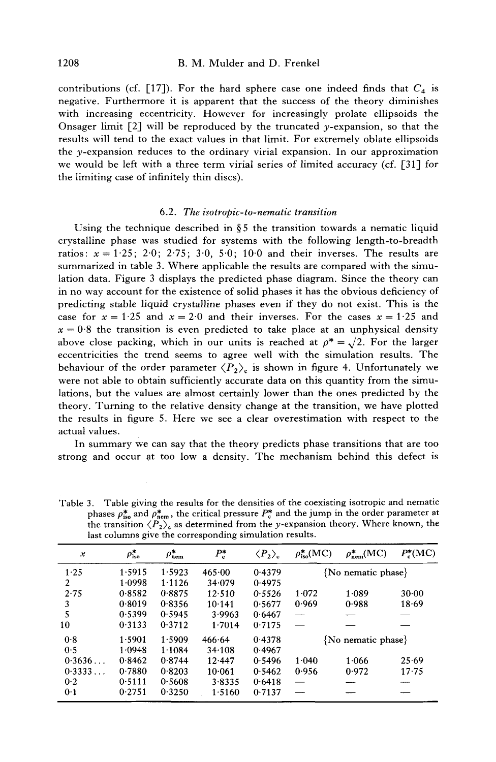contributions (cf. [17]). For the hard sphere case one indeed finds that $C_4$ is negative. Furthermore it is apparent that the success of the theory diminishes with increasing eccentricity. However for increasingly prolate ellipsoids the Onsager limit [2] will be reproduced by the truncated $y$-expansion, so that the results will tend to the exact values in that limit. For extremely oblate ellipsoids the $y$-expansion reduces to the ordinary virial expansion. In our approximation we would be left with a three term virial series of limited accuracy (cf. [31] for the limiting case of infinitely thin discs).

### 6.2. *The isotropic-to-nematic transition*

Using the technique described in § 5 the transition towards a nematic liquid crystalline phase was studied for systems with the following length-to-breadth ratios: $x = 1{\cdot}25$; $2{\cdot}0$; $2{\cdot}75$; $3{\cdot}0$, $5{\cdot}0$; $10{\cdot}0$ and their inverses. The results are summarized in table 3. Where applicable the results are compared with the simulation data. Figure 3 displays the predicted phase diagram. Since the theory can in no way account for the existence of solid phases it has the obvious deficiency of predicting stable liquid crystalline phases even if they do not exist. This is the case for $x = 1{\cdot}25$ and $x = 2{\cdot}0$ and their inverses. For the cases $x = 1{\cdot}25$ and $x = 0{\cdot}8$ the transition is even predicted to take place at an unphysical density above close packing, which in our units is reached at $\rho^* = \sqrt{2}$. For the larger eccentricities the trend seems to agree well with the simulation results. The behaviour of the order parameter $\langle P_2 \rangle_c$ is shown in figure 4. Unfortunately we were not able to obtain sufficiently accurate data on this quantity from the simulations, but the values are almost certainly lower than the ones predicted by the theory. Turning to the relative density change at the transition, we have plotted the results in figure 5. Here we see a clear overestimation with respect to the actual values.

In summary we can say that the theory predicts phase transitions that are too strong and occur at too low a density. The mechanism behind this defect is

Table 3. Table giving the results for the densities of the coexisting isotropic and nematic phases $\rho^*_{\text{iso}}$ and $\rho^*_{\text{nem}}$, the critical pressure $P^*_c$ and the jump in the order parameter at the transition $\langle P_2 \rangle_c$ as determined from the $y$-expansion theory. Where known, the last columns give the corresponding simulation results.

| $x$ | $\rho^*_{\text{iso}}$ | $\rho^*_{\text{nem}}$ | $P^*_c$ | $\langle P_2 \rangle_c$ | $\rho^*_{\text{iso}}$(MC) | $\rho^*_{\text{nem}}$(MC) | $P^*_c$(MC) |
|---|---|---|---|---|---|---|---|
| 1·25 | 1·5915 | 1·5923 | 465·00 | 0·4379 | {No nematic phase} | | |
| 2 | 1·0998 | 1·1126 | 34·079 | 0·4975 | | | |
| 2·75 | 0·8582 | 0·8875 | 12·510 | 0·5526 | 1·072 | 1·089 | 30·00 |
| 3 | 0·8019 | 0·8356 | 10·141 | 0·5677 | 0·969 | 0·988 | 18·69 |
| 5 | 0·5399 | 0·5945 | 3·9963 | 0·6467 | — | — | — |
| 10 | 0·3133 | 0·3712 | 1·7014 | 0·7175 | — | — | — |
| 0·8 | 1·5901 | 1·5909 | 466·64 | 0·4378 | {No nematic phase} | | |
| 0·5 | 1·0948 | 1·1084 | 34·108 | 0·4967 | | | |
| 0·3636... | 0·8462 | 0·8744 | 12·447 | 0·5496 | 1·040 | 1·066 | 25·69 |
| 0·3333... | 0·7880 | 0·8203 | 10·061 | 0·5462 | 0·956 | 0·972 | 17·75 |
| 0·2 | 0·5111 | 0·5608 | 3·8335 | 0·6418 | — | — | — |
| 0·1 | 0·2751 | 0·3250 | 1·5160 | 0·7137 | — | — | — |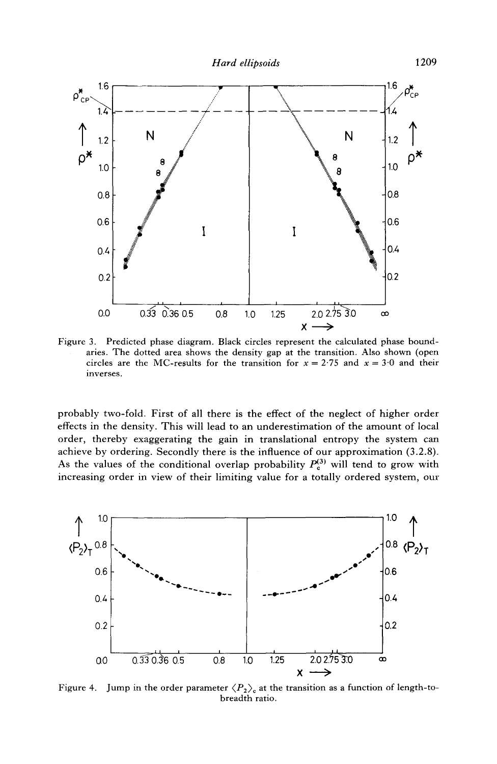Figure 3. Predicted phase diagram. Black circles represent the calculated phase boundaries. The dotted area shows the density gap at the transition. Also shown (open circles are the MC-results for the transition for $x = 2{\cdot}75$ and $x = 3{\cdot}0$ and their inverses.

probably two-fold. First of all there is the effect of the neglect of higher order effects in the density. This will lead to an underestimation of the amount of local order, thereby exaggerating the gain in translational entropy the system can achieve by ordering. Secondly there is the influence of our approximation (3.2.8). As the values of the conditional overlap probability $P_c^{(3)}$ will tend to grow with increasing order in view of their limiting value for a totally ordered system, our

Figure 4. Jump in the order parameter $\langle P_2 \rangle_c$ at the transition as a function of length-to-breadth ratio.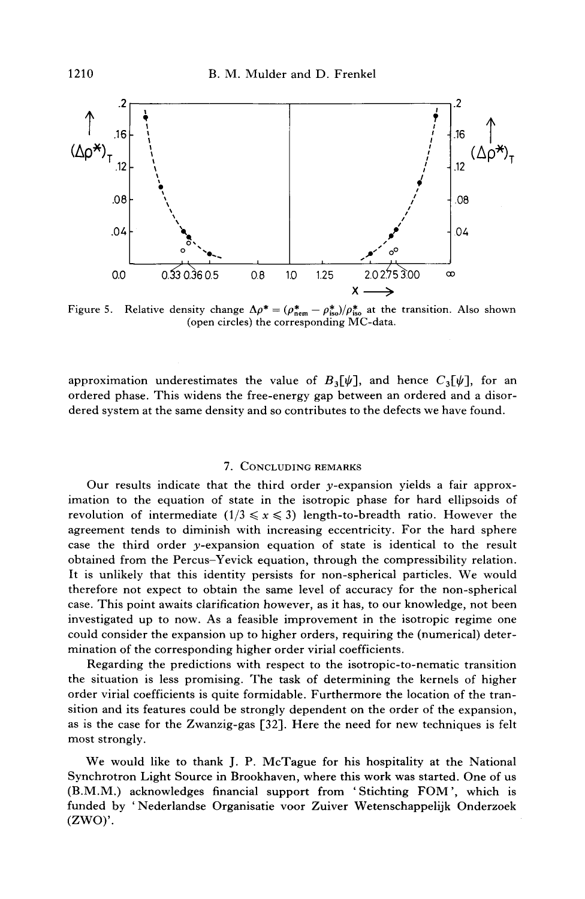Figure 5. Relative density change $\Delta\rho^* = (\rho^*_{\text{nem}} - \rho^*_{\text{iso}})/\rho^*_{\text{iso}}$ at the transition. Also shown (open circles) the corresponding MC-data.

approximation underestimates the value of $B_3[\psi]$, and hence $C_3[\psi]$, for an ordered phase. This widens the free-energy gap between an ordered and a disordered system at the same density and so contributes to the defects we have found.

## 7. Concluding remarks

Our results indicate that the third order $y$-expansion yields a fair approximation to the equation of state in the isotropic phase for hard ellipsoids of revolution of intermediate $(1/3 \leqslant x \leqslant 3)$ length-to-breadth ratio. However the agreement tends to diminish with increasing eccentricity. For the hard sphere case the third order $y$-expansion equation of state is identical to the result obtained from the Percus–Yevick equation, through the compressibility relation. It is unlikely that this identity persists for non-spherical particles. We would therefore not expect to obtain the same level of accuracy for the non-spherical case. This point awaits clarification however, as it has, to our knowledge, not been investigated up to now. As a feasible improvement in the isotropic regime one could consider the expansion up to higher orders, requiring the (numerical) determination of the corresponding higher order virial coefficients.

Regarding the predictions with respect to the isotropic-to-nematic transition the situation is less promising. The task of determining the kernels of higher order virial coefficients is quite formidable. Furthermore the location of the transition and its features could be strongly dependent on the order of the expansion, as is the case for the Zwanzig-gas [32]. Here the need for new techniques is felt most strongly.

We would like to thank J. P. McTague for his hospitality at the National Synchrotron Light Source in Brookhaven, where this work was started. One of us (B.M.M.) acknowledges financial support from 'Stichting FOM', which is funded by 'Nederlandse Organisatie voor Zuiver Wetenschappelijk Onderzoek (ZWO)'.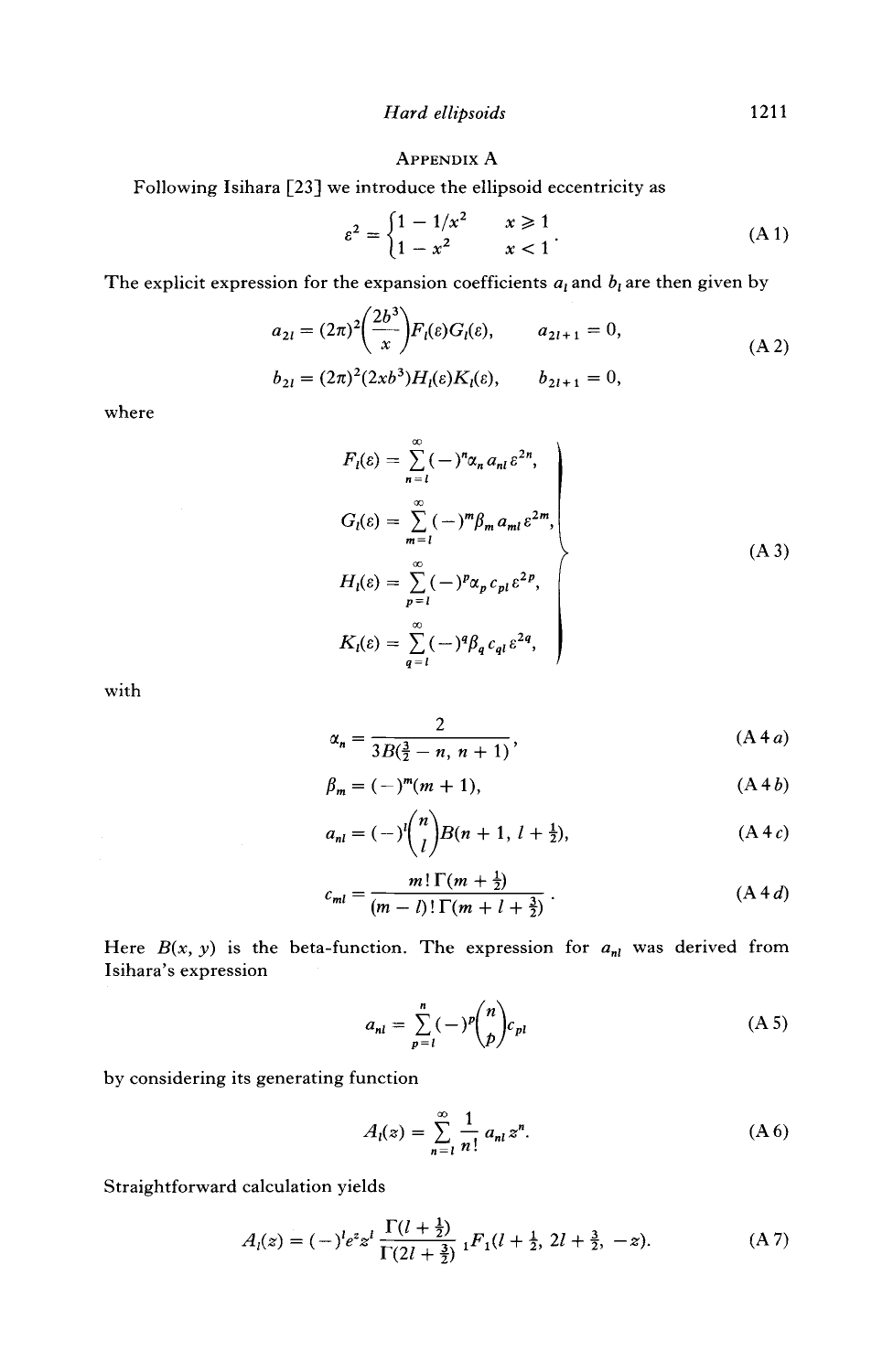## APPENDIX A

Following Isihara [23] we introduce the ellipsoid eccentricity as

$$\varepsilon^2 = \begin{cases} 1 - 1/x^2 & x \geq 1 \\ 1 - x^2 & x < 1 \end{cases}. \tag{A 1}$$

The explicit expression for the expansion coefficients $a_l$ and $b_l$ are then given by

$$\begin{aligned} a_{2l} &= (2\pi)^2 \left(\frac{2b^3}{x}\right) F_l(\varepsilon) G_l(\varepsilon), \qquad a_{2l+1} = 0, \\ b_{2l} &= (2\pi)^2 (2xb^3) H_l(\varepsilon) K_l(\varepsilon), \qquad b_{2l+1} = 0, \end{aligned} \tag{A 2}$$

where

$$\left.\begin{aligned} F_l(\varepsilon) &= \sum_{n=l}^{\infty} (-)^n \alpha_n a_{nl} \varepsilon^{2n}, \\ G_l(\varepsilon) &= \sum_{m=l}^{\infty} (-)^m \beta_m a_{ml} \varepsilon^{2m}, \\ H_l(\varepsilon) &= \sum_{p=l}^{\infty} (-)^p \alpha_p c_{pl} \varepsilon^{2p}, \\ K_l(\varepsilon) &= \sum_{q=l}^{\infty} (-)^q \beta_q c_{ql} \varepsilon^{2q}, \end{aligned}\right\} \tag{A 3}$$

with

$$\alpha_n = \frac{2}{3B(\frac{3}{2} - n,\, n + 1)}, \tag{A 4 a}$$

$$\beta_m = (-)^m (m + 1), \tag{A 4 b}$$

$$a_{nl} = (-)^l \binom{n}{l} B(n + 1,\, l + \tfrac{1}{2}), \tag{A 4 c}$$

$$c_{ml} = \frac{m!\,\Gamma(m + \frac{1}{2})}{(m - l)!\,\Gamma(m + l + \frac{3}{2})}. \tag{A 4 d}$$

Here $B(x, y)$ is the beta-function. The expression for $a_{nl}$ was derived from Isihara's expression

$$a_{nl} = \sum_{p=l}^{n} (-)^p \binom{n}{p} c_{pl} \tag{A 5}$$

by considering its generating function

$$A_l(z) = \sum_{n=l}^{\infty} \frac{1}{n!} a_{nl} z^n. \tag{A 6}$$

Straightforward calculation yields

$$A_l(z) = (-)^l e^z z^l \frac{\Gamma(l + \frac{1}{2})}{\Gamma(2l + \frac{3}{2})} {}_1F_1(l + \tfrac{1}{2},\, 2l + \tfrac{3}{2},\, -z). \tag{A 7}$$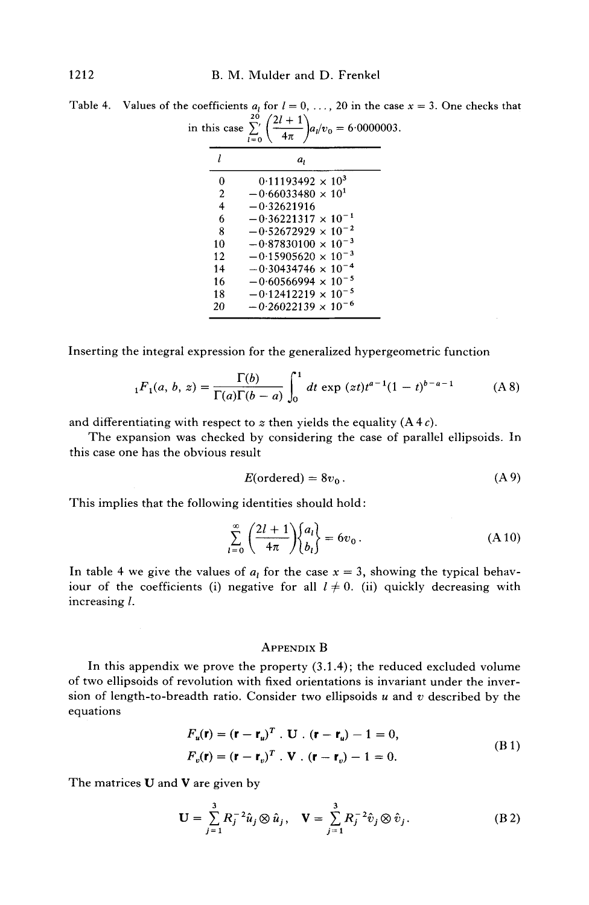Table 4. Values of the coefficients $a_l$ for $l = 0, \ldots, 20$ in the case $x = 3$. One checks that in this case $\sum_{l=0}^{20}{}' \left(\frac{2l+1}{4\pi}\right) a_l / v_0 = 6{\cdot}0000003$.

| $l$ | $a_l$ |
|---|---|
| 0 | $0{\cdot}11193492 \times 10^{3}$ |
| 2 | $-0{\cdot}66033480 \times 10^{1}$ |
| 4 | $-0{\cdot}32621916$ |
| 6 | $-0{\cdot}36221317 \times 10^{-1}$ |
| 8 | $-0{\cdot}52672929 \times 10^{-2}$ |
| 10 | $-0{\cdot}87830100 \times 10^{-3}$ |
| 12 | $-0{\cdot}15905620 \times 10^{-3}$ |
| 14 | $-0{\cdot}30434746 \times 10^{-4}$ |
| 16 | $-0{\cdot}60566994 \times 10^{-5}$ |
| 18 | $-0{\cdot}12412219 \times 10^{-5}$ |
| 20 | $-0{\cdot}26022139 \times 10^{-6}$ |

Inserting the integral expression for the generalized hypergeometric function

$$
{}_1F_1(a, b, z) = \frac{\Gamma(b)}{\Gamma(a)\Gamma(b-a)} \int_0^1 dt \exp(zt) t^{a-1} (1-t)^{b-a-1} \tag{A 8}
$$

and differentiating with respect to $z$ then yields the equality (A 4 $c$).

The expansion was checked by considering the case of parallel ellipsoids. In this case one has the obvious result

$$
E(\text{ordered}) = 8v_0. \tag{A 9}
$$

This implies that the following identities should hold:

$$
\sum_{l=0}^{\infty} \left(\frac{2l+1}{4\pi}\right) \begin{Bmatrix} a_l \\ b_l \end{Bmatrix} = 6v_0. \tag{A 10}
$$

In table 4 we give the values of $a_l$ for the case $x = 3$, showing the typical behaviour of the coefficients (i) negative for all $l \neq 0$. (ii) quickly decreasing with increasing $l$.

## Appendix B

In this appendix we prove the property (3.1.4); the reduced excluded volume of two ellipsoids of revolution with fixed orientations is invariant under the inversion of length-to-breadth ratio. Consider two ellipsoids $u$ and $v$ described by the equations

$$
\begin{aligned}
F_u(\mathbf{r}) &= (\mathbf{r} - \mathbf{r}_u)^T \cdot \mathbf{U} \cdot (\mathbf{r} - \mathbf{r}_u) - 1 = 0, \\
F_v(\mathbf{r}) &= (\mathbf{r} - \mathbf{r}_v)^T \cdot \mathbf{V} \cdot (\mathbf{r} - \mathbf{r}_v) - 1 = 0.
\end{aligned} \tag{B 1}
$$

The matrices $\mathbf{U}$ and $\mathbf{V}$ are given by

$$
\mathbf{U} = \sum_{j=1}^{3} R_j^{-2} \hat{u}_j \otimes \hat{u}_j, \quad \mathbf{V} = \sum_{j=1}^{3} R_j^{-2} \hat{v}_j \otimes \hat{v}_j. \tag{B 2}
$$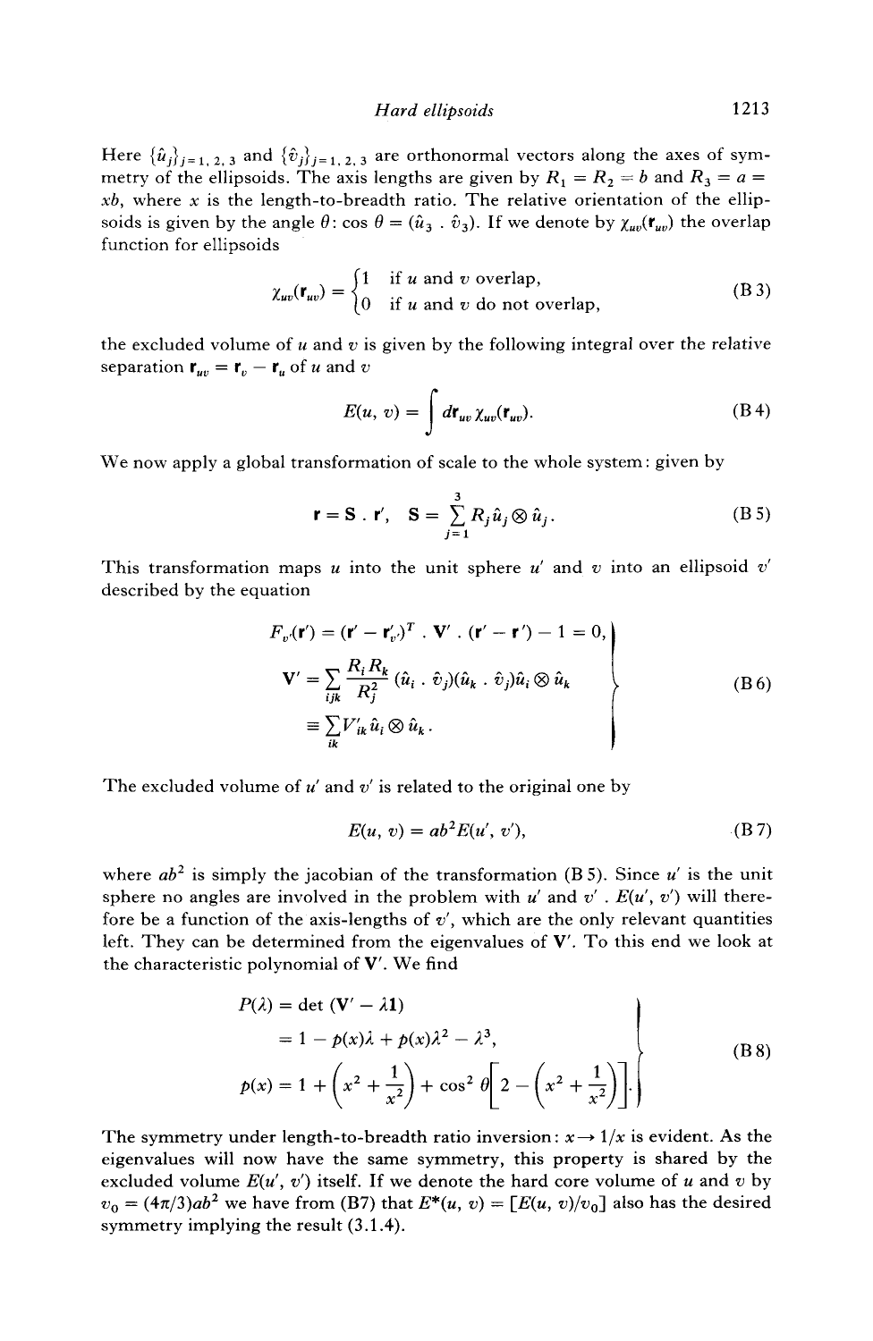Here $\{\hat{u}_j\}_{j=1,2,3}$ and $\{\hat{v}_j\}_{j=1,2,3}$ are orthonormal vectors along the axes of symmetry of the ellipsoids. The axis lengths are given by $R_1 = R_2 = b$ and $R_3 = a = xb$, where $x$ is the length-to-breadth ratio. The relative orientation of the ellipsoids is given by the angle $\theta$: $\cos\theta = (\hat{u}_3 \cdot \hat{v}_3)$. If we denote by $\chi_{uv}(\mathbf{r}_{uv})$ the overlap function for ellipsoids

$$\chi_{uv}(\mathbf{r}_{uv}) = \begin{cases} 1 & \text{if } u \text{ and } v \text{ overlap,} \\ 0 & \text{if } u \text{ and } v \text{ do not overlap,} \end{cases} \tag{B 3}$$

the excluded volume of $u$ and $v$ is given by the following integral over the relative separation $\mathbf{r}_{uv} = \mathbf{r}_v - \mathbf{r}_u$ of $u$ and $v$

$$E(u, v) = \int d\mathbf{r}_{uv}\, \chi_{uv}(\mathbf{r}_{uv}). \tag{B 4}$$

We now apply a global transformation of scale to the whole system: given by

$$\mathbf{r} = \mathbf{S} \cdot \mathbf{r}', \quad \mathbf{S} = \sum_{j=1}^{3} R_j \hat{u}_j \otimes \hat{u}_j. \tag{B 5}$$

This transformation maps $u$ into the unit sphere $u'$ and $v$ into an ellipsoid $v'$ described by the equation

$$\left.\begin{aligned} F_{v'}(\mathbf{r}') &= (\mathbf{r}' - \mathbf{r}'_{v'})^T \cdot \mathbf{V}' \cdot (\mathbf{r}' - \mathbf{r}') - 1 = 0, \\ \mathbf{V}' &= \sum_{ijk} \frac{R_i R_k}{R_j^2} (\hat{u}_i \cdot \hat{v}_j)(\hat{u}_k \cdot \hat{v}_j) \hat{u}_i \otimes \hat{u}_k \\ &\equiv \sum_{ik} V'_{ik} \hat{u}_i \otimes \hat{u}_k . \end{aligned}\right\} \tag{B 6}$$

The excluded volume of $u'$ and $v'$ is related to the original one by

$$E(u, v) = ab^2 E(u', v'), \tag{B 7}$$

where $ab^2$ is simply the jacobian of the transformation (B 5). Since $u'$ is the unit sphere no angles are involved in the problem with $u'$ and $v'$ . $E(u', v')$ will therefore be a function of the axis-lengths of $v'$, which are the only relevant quantities left. They can be determined from the eigenvalues of $\mathbf{V}'$. To this end we look at the characteristic polynomial of $\mathbf{V}'$. We find

$$\left.\begin{aligned} P(\lambda) &= \det(\mathbf{V}' - \lambda \mathbf{1}) \\ &= 1 - p(x)\lambda + p(x)\lambda^2 - \lambda^3, \\ p(x) &= 1 + \left(x^2 + \frac{1}{x^2}\right) + \cos^2\theta\left[2 - \left(x^2 + \frac{1}{x^2}\right)\right]. \end{aligned}\right\} \tag{B 8}$$

The symmetry under length-to-breadth ratio inversion: $x \to 1/x$ is evident. As the eigenvalues will now have the same symmetry, this property is shared by the excluded volume $E(u', v')$ itself. If we denote the hard core volume of $u$ and $v$ by $v_0 = (4\pi/3)ab^2$ we have from (B7) that $E^*(u, v) = [E(u, v)/v_0]$ also has the desired symmetry implying the result (3.1.4).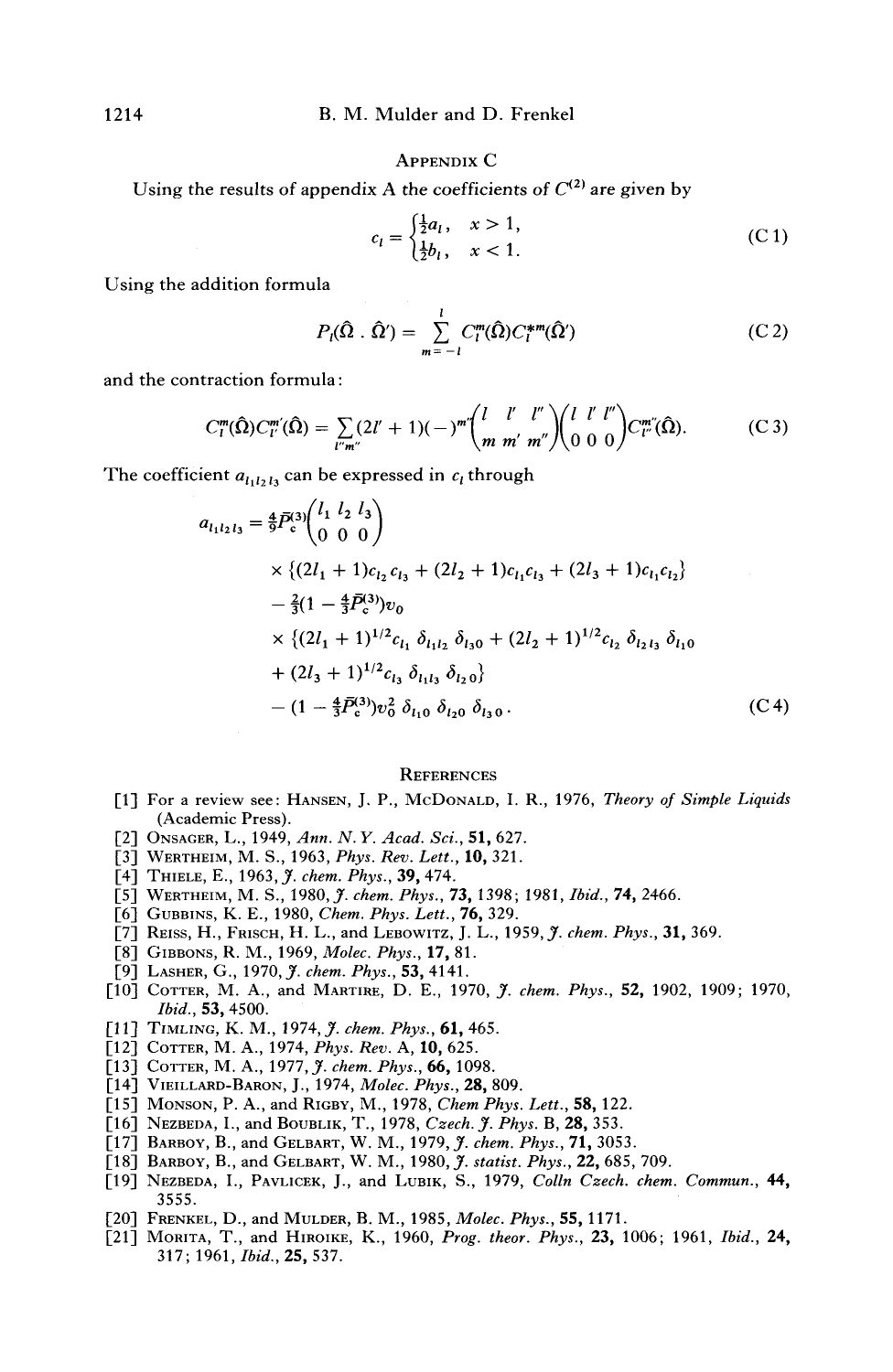## Appendix C

Using the results of appendix A the coefficients of $C^{(2)}$ are given by

$$c_l = \begin{cases} \frac{1}{2}a_l, & x > 1, \\ \frac{1}{2}b_l, & x < 1. \end{cases} \tag{C 1}$$

Using the addition formula

$$P_l(\hat{\Omega} \,.\, \hat{\Omega}') = \sum_{m=-l}^{l} C_l^m(\hat{\Omega}) C_l^{*m}(\hat{\Omega}') \tag{C 2}$$

and the contraction formula:

$$C_l^m(\hat{\Omega}) C_{l'}^{m'}(\hat{\Omega}) = \sum_{l''m''} (2l'+1)(-)^{m''} \begin{pmatrix} l & l' & l'' \\ m & m' & m'' \end{pmatrix} \begin{pmatrix} l & l' & l'' \\ 0 & 0 & 0 \end{pmatrix} C_{l''}^{m''}(\hat{\Omega}). \tag{C 3}$$

The coefficient $a_{l_1 l_2 l_3}$ can be expressed in $c_l$ through

$$\begin{aligned} a_{l_1 l_2 l_3} = {} & \tfrac{4}{9}\bar{P}_c^{(3)} \begin{pmatrix} l_1 & l_2 & l_3 \\ 0 & 0 & 0 \end{pmatrix} \\ & \times \{(2l_1+1)c_{l_2}c_{l_3} + (2l_2+1)c_{l_1}c_{l_3} + (2l_3+1)c_{l_1}c_{l_2}\} \\ & - \tfrac{2}{3}(1 - \tfrac{4}{3}\bar{P}_c^{(3)})v_0 \\ & \times \{(2l_1+1)^{1/2}c_{l_1}\,\delta_{l_1 l_2}\,\delta_{l_3 0} + (2l_2+1)^{1/2}c_{l_2}\,\delta_{l_2 l_3}\,\delta_{l_1 0} \\ & + (2l_3+1)^{1/2}c_{l_3}\,\delta_{l_1 l_3}\,\delta_{l_2 0}\} \\ & - (1 - \tfrac{4}{3}\bar{P}_c^{(3)})v_0^2\,\delta_{l_1 0}\,\delta_{l_2 0}\,\delta_{l_3 0}. \end{aligned} \tag{C 4}$$

## References

[1] For a review see: Hansen, J. P., McDonald, I. R., 1976, *Theory of Simple Liquids* (Academic Press).

[2] Onsager, L., 1949, *Ann. N.Y. Acad. Sci.*, **51**, 627.

[3] Wertheim, M. S., 1963, *Phys. Rev. Lett.*, **10**, 321.

[4] Thiele, E., 1963, *J. chem. Phys.*, **39**, 474.

[5] Wertheim, M. S., 1980, *J. chem. Phys.*, **73**, 1398; 1981, *Ibid.*, **74**, 2466.

[6] Gubbins, K. E., 1980, *Chem. Phys. Lett.*, **76**, 329.

[7] Reiss, H., Frisch, H. L., and Lebowitz, J. L., 1959, *J. chem. Phys.*, **31**, 369.

[8] Gibbons, R. M., 1969, *Molec. Phys.*, **17**, 81.

[9] Lasher, G., 1970, *J. chem. Phys.*, **53**, 4141.

[10] Cotter, M. A., and Martire, D. E., 1970, *J. chem. Phys.*, **52**, 1902, 1909; 1970, *Ibid.*, **53**, 4500.

[11] Timling, K. M., 1974, *J. chem. Phys.*, **61**, 465.

[12] Cotter, M. A., 1974, *Phys. Rev.* A, **10**, 625.

[13] Cotter, M. A., 1977, *J. chem. Phys.*, **66**, 1098.

[14] Vieillard-Baron, J., 1974, *Molec. Phys.*, **28**, 809.

[15] Monson, P. A., and Rigby, M., 1978, *Chem Phys. Lett.*, **58**, 122.

[16] Nezbeda, I., and Boublik, T., 1978, *Czech. J. Phys.* B, **28**, 353.

[17] Barboy, B., and Gelbart, W. M., 1979, *J. chem. Phys.*, **71**, 3053.

[18] Barboy, B., and Gelbart, W. M., 1980, *J. statist. Phys.*, **22**, 685, 709.

[19] Nezbeda, I., Pavlicek, J., and Lubik, S., 1979, *Colln Czech. chem. Commun.*, **44**, 3555.

[20] Frenkel, D., and Mulder, B. M., 1985, *Molec. Phys.*, **55**, 1171.

[21] Morita, T., and Hiroike, K., 1960, *Prog. theor. Phys.*, **23**, 1006; 1961, *Ibid.*, **24**, 317; 1961, *Ibid.*, **25**, 537.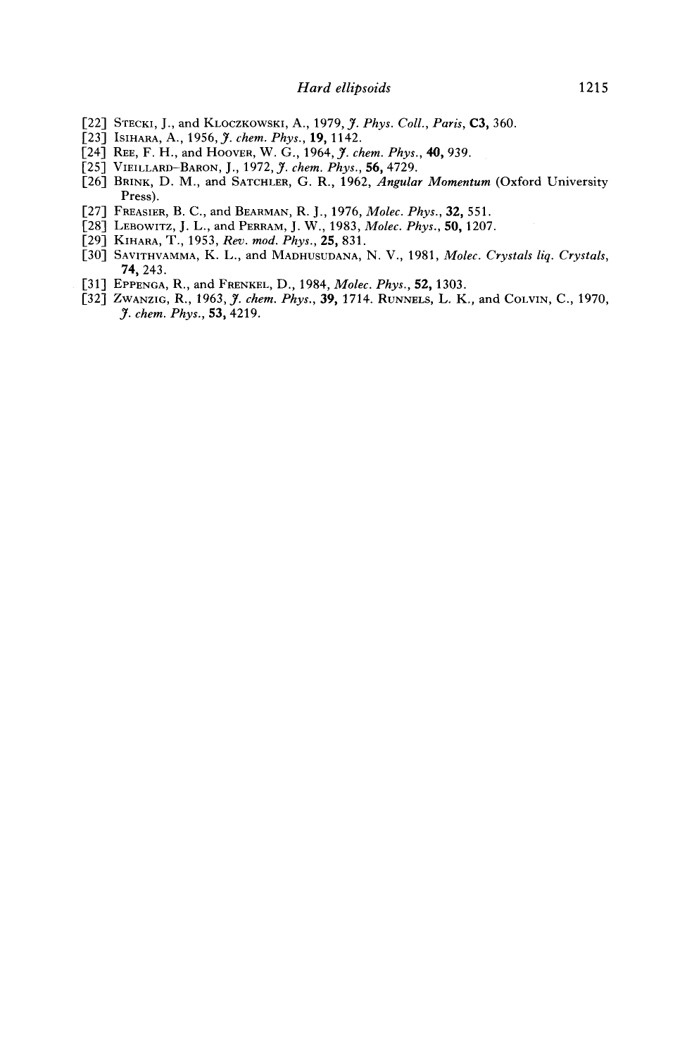[22] STECKI, J., and KLOCZKOWSKI, A., 1979, *J. Phys. Coll., Paris*, **C3**, 360.

[23] ISIHARA, A., 1956, *J. chem. Phys.*, **19**, 1142.

[24] REE, F. H., and HOOVER, W. G., 1964, *J. chem. Phys.*, **40**, 939.

[25] VIEILLARD-BARON, J., 1972, *J. chem. Phys.*, **56**, 4729.

[26] BRINK, D. M., and SATCHLER, G. R., 1962, *Angular Momentum* (Oxford University Press).

[27] FREASIER, B. C., and BEARMAN, R. J., 1976, *Molec. Phys.*, **32**, 551.

[28] LEBOWITZ, J. L., and PERRAM, J. W., 1983, *Molec. Phys.*, **50**, 1207.

[29] KIHARA, T., 1953, *Rev. mod. Phys.*, **25**, 831.

[30] SAVITHVAMMA, K. L., and MADHUSUDANA, N. V., 1981, *Molec. Crystals liq. Crystals*, **74**, 243.

[31] EPPENGA, R., and FRENKEL, D., 1984, *Molec. Phys.*, **52**, 1303.

[32] ZWANZIG, R., 1963, *J. chem. Phys.*, **39**, 1714. RUNNELS, L. K., and COLVIN, C., 1970, *J. chem. Phys.*, **53**, 4219.